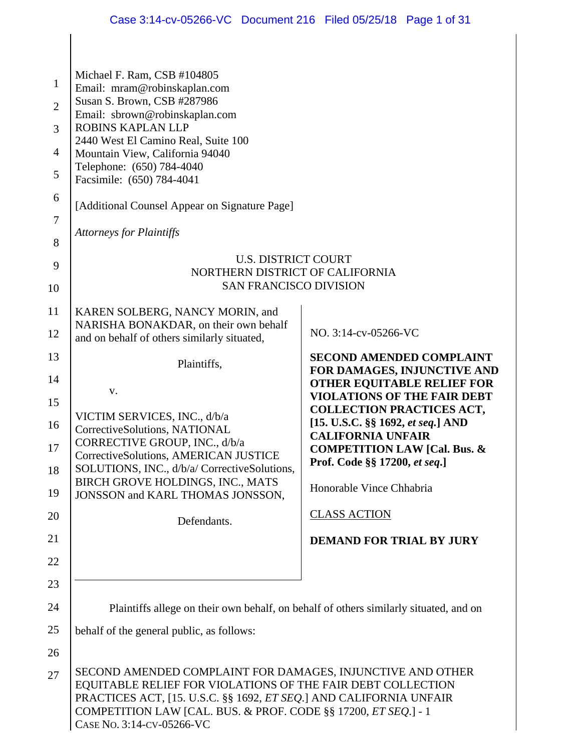Michael F. Ram, CSB #104805
Email: mram@robinskaplan.com
Susan S. Brown, CSB #287986
Email: sbrown@robinskaplan.com
ROBINS KAPLAN LLP
2440 West El Camino Real, Suite 100
Mountain View, California 94040
Telephone: (650) 784-4040
Facsimile: (650) 784-4041

[Additional Counsel Appear on Signature Page]

*Attorneys for Plaintiffs*

U.S. DISTRICT COURT
NORTHERN DISTRICT OF CALIFORNIA
SAN FRANCISCO DIVISION

KAREN SOLBERG, NANCY MORIN, and NARISHA BONAKDAR, on their own behalf and on behalf of others similarly situated,

Plaintiffs,

v.

VICTIM SERVICES, INC., d/b/a CorrectiveSolutions, NATIONAL CORRECTIVE GROUP, INC., d/b/a CorrectiveSolutions, AMERICAN JUSTICE SOLUTIONS, INC., d/b/a/ CorrectiveSolutions, BIRCH GROVE HOLDINGS, INC., MATS JONSSON and KARL THOMAS JONSSON,

Defendants.

NO. 3:14-cv-05266-VC

**SECOND AMENDED COMPLAINT FOR DAMAGES, INJUNCTIVE AND OTHER EQUITABLE RELIEF FOR VIOLATIONS OF THE FAIR DEBT COLLECTION PRACTICES ACT, [15. U.S.C. §§ 1692, *et seq.*] AND CALIFORNIA UNFAIR COMPETITION LAW [Cal. Bus. & Prof. Code §§ 17200, *et seq.*]**

Honorable Vince Chhabria

CLASS ACTION

**DEMAND FOR TRIAL BY JURY**

Plaintiffs allege on their own behalf, on behalf of others similarly situated, and on behalf of the general public, as follows: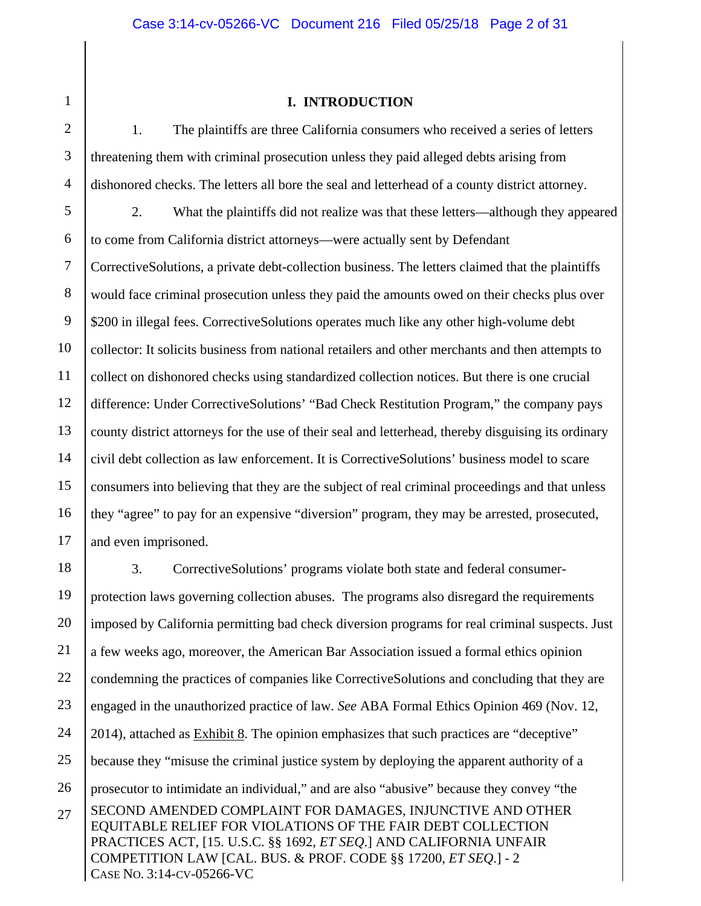## I. INTRODUCTION

1. The plaintiffs are three California consumers who received a series of letters threatening them with criminal prosecution unless they paid alleged debts arising from dishonored checks. The letters all bore the seal and letterhead of a county district attorney.

2. What the plaintiffs did not realize was that these letters—although they appeared to come from California district attorneys—were actually sent by Defendant CorrectiveSolutions, a private debt-collection business. The letters claimed that the plaintiffs would face criminal prosecution unless they paid the amounts owed on their checks plus over $200 in illegal fees. CorrectiveSolutions operates much like any other high-volume debt collector: It solicits business from national retailers and other merchants and then attempts to collect on dishonored checks using standardized collection notices. But there is one crucial difference: Under CorrectiveSolutions' "Bad Check Restitution Program," the company pays county district attorneys for the use of their seal and letterhead, thereby disguising its ordinary civil debt collection as law enforcement. It is CorrectiveSolutions' business model to scare consumers into believing that they are the subject of real criminal proceedings and that unless they "agree" to pay for an expensive "diversion" program, they may be arrested, prosecuted, and even imprisoned.

3. CorrectiveSolutions' programs violate both state and federal consumer-protection laws governing collection abuses. The programs also disregard the requirements imposed by California permitting bad check diversion programs for real criminal suspects. Just a few weeks ago, moreover, the American Bar Association issued a formal ethics opinion condemning the practices of companies like CorrectiveSolutions and concluding that they are engaged in the unauthorized practice of law. *See* ABA Formal Ethics Opinion 469 (Nov. 12, 2014), attached as Exhibit 8. The opinion emphasizes that such practices are "deceptive" because they "misuse the criminal justice system by deploying the apparent authority of a prosecutor to intimidate an individual," and are also "abusive" because they convey "the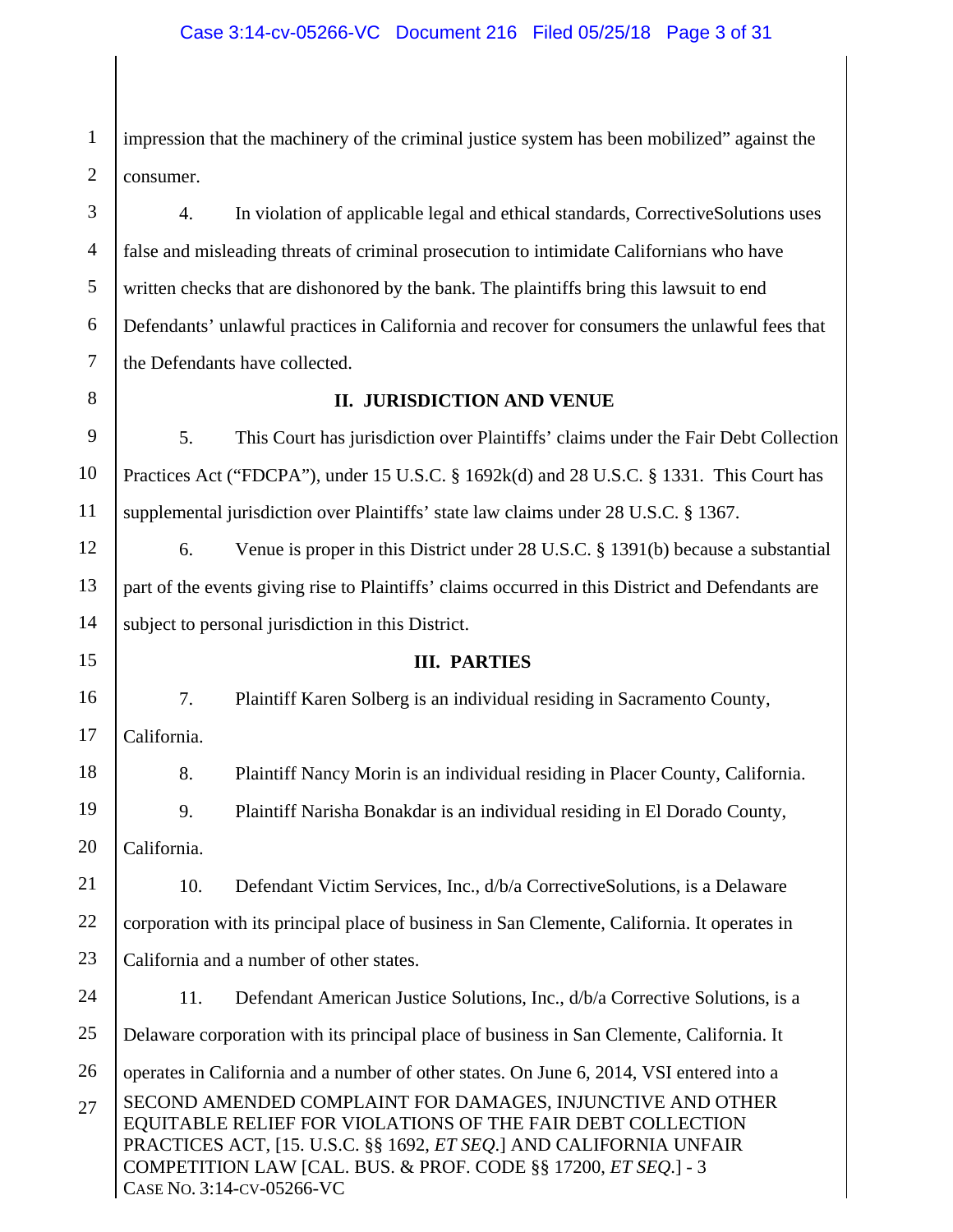impression that the machinery of the criminal justice system has been mobilized" against the consumer.

4. In violation of applicable legal and ethical standards, CorrectiveSolutions uses false and misleading threats of criminal prosecution to intimidate Californians who have written checks that are dishonored by the bank. The plaintiffs bring this lawsuit to end Defendants' unlawful practices in California and recover for consumers the unlawful fees that the Defendants have collected.

## II. JURISDICTION AND VENUE

5. This Court has jurisdiction over Plaintiffs' claims under the Fair Debt Collection Practices Act ("FDCPA"), under 15 U.S.C. § 1692k(d) and 28 U.S.C. § 1331. This Court has supplemental jurisdiction over Plaintiffs' state law claims under 28 U.S.C. § 1367.

6. Venue is proper in this District under 28 U.S.C. § 1391(b) because a substantial part of the events giving rise to Plaintiffs' claims occurred in this District and Defendants are subject to personal jurisdiction in this District.

## III. PARTIES

7. Plaintiff Karen Solberg is an individual residing in Sacramento County, California.

8. Plaintiff Nancy Morin is an individual residing in Placer County, California.

9. Plaintiff Narisha Bonakdar is an individual residing in El Dorado County, California.

10. Defendant Victim Services, Inc., d/b/a CorrectiveSolutions, is a Delaware corporation with its principal place of business in San Clemente, California. It operates in California and a number of other states.

11. Defendant American Justice Solutions, Inc., d/b/a Corrective Solutions, is a Delaware corporation with its principal place of business in San Clemente, California. It operates in California and a number of other states. On June 6, 2014, VSI entered into a

SECOND AMENDED COMPLAINT FOR DAMAGES, INJUNCTIVE AND OTHER EQUITABLE RELIEF FOR VIOLATIONS OF THE FAIR DEBT COLLECTION PRACTICES ACT, [15. U.S.C. §§ 1692, *ET SEQ*.] AND CALIFORNIA UNFAIR COMPETITION LAW [CAL. BUS. & PROF. CODE §§ 17200, *ET SEQ*.] - 3
CASE NO. 3:14-CV-05266-VC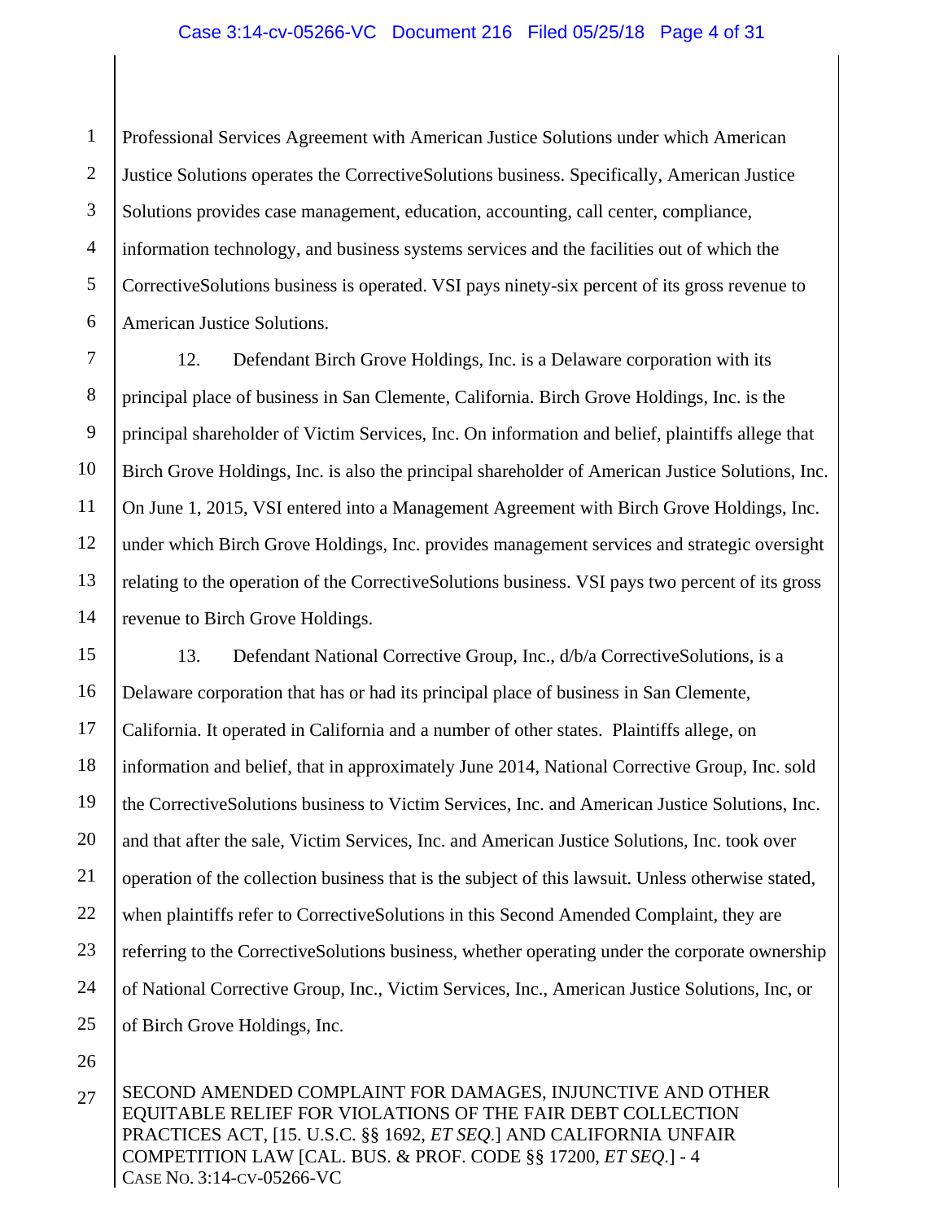Professional Services Agreement with American Justice Solutions under which American Justice Solutions operates the CorrectiveSolutions business. Specifically, American Justice Solutions provides case management, education, accounting, call center, compliance, information technology, and business systems services and the facilities out of which the CorrectiveSolutions business is operated. VSI pays ninety-six percent of its gross revenue to American Justice Solutions.

12. Defendant Birch Grove Holdings, Inc. is a Delaware corporation with its principal place of business in San Clemente, California. Birch Grove Holdings, Inc. is the principal shareholder of Victim Services, Inc. On information and belief, plaintiffs allege that Birch Grove Holdings, Inc. is also the principal shareholder of American Justice Solutions, Inc. On June 1, 2015, VSI entered into a Management Agreement with Birch Grove Holdings, Inc. under which Birch Grove Holdings, Inc. provides management services and strategic oversight relating to the operation of the CorrectiveSolutions business. VSI pays two percent of its gross revenue to Birch Grove Holdings.

13. Defendant National Corrective Group, Inc., d/b/a CorrectiveSolutions, is a Delaware corporation that has or had its principal place of business in San Clemente, California. It operated in California and a number of other states. Plaintiffs allege, on information and belief, that in approximately June 2014, National Corrective Group, Inc. sold the CorrectiveSolutions business to Victim Services, Inc. and American Justice Solutions, Inc. and that after the sale, Victim Services, Inc. and American Justice Solutions, Inc. took over operation of the collection business that is the subject of this lawsuit. Unless otherwise stated, when plaintiffs refer to CorrectiveSolutions in this Second Amended Complaint, they are referring to the CorrectiveSolutions business, whether operating under the corporate ownership of National Corrective Group, Inc., Victim Services, Inc., American Justice Solutions, Inc, or of Birch Grove Holdings, Inc.

SECOND AMENDED COMPLAINT FOR DAMAGES, INJUNCTIVE AND OTHER EQUITABLE RELIEF FOR VIOLATIONS OF THE FAIR DEBT COLLECTION PRACTICES ACT, [15. U.S.C. §§ 1692, *ET SEQ*.] AND CALIFORNIA UNFAIR COMPETITION LAW [CAL. BUS. & PROF. CODE §§ 17200, *ET SEQ*.] - 4
CASE NO. 3:14-CV-05266-VC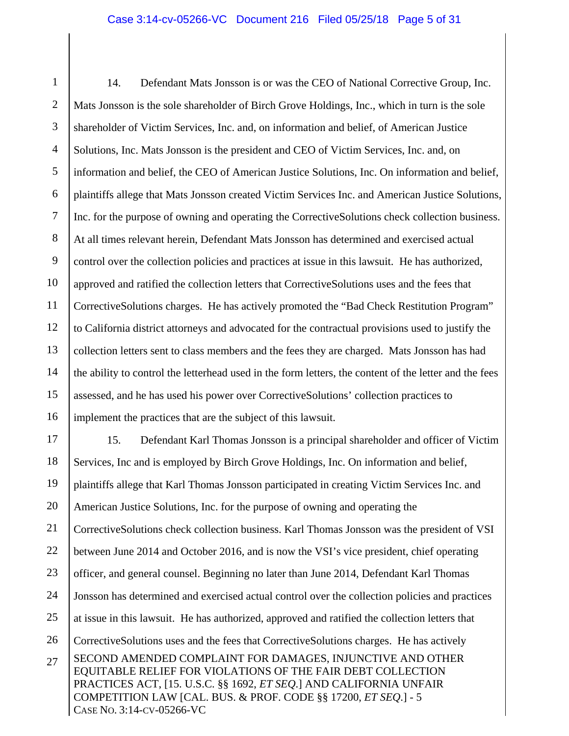14. Defendant Mats Jonsson is or was the CEO of National Corrective Group, Inc. Mats Jonsson is the sole shareholder of Birch Grove Holdings, Inc., which in turn is the sole shareholder of Victim Services, Inc. and, on information and belief, of American Justice Solutions, Inc. Mats Jonsson is the president and CEO of Victim Services, Inc. and, on information and belief, the CEO of American Justice Solutions, Inc. On information and belief, plaintiffs allege that Mats Jonsson created Victim Services Inc. and American Justice Solutions, Inc. for the purpose of owning and operating the CorrectiveSolutions check collection business. At all times relevant herein, Defendant Mats Jonsson has determined and exercised actual control over the collection policies and practices at issue in this lawsuit. He has authorized, approved and ratified the collection letters that CorrectiveSolutions uses and the fees that CorrectiveSolutions charges. He has actively promoted the "Bad Check Restitution Program" to California district attorneys and advocated for the contractual provisions used to justify the collection letters sent to class members and the fees they are charged. Mats Jonsson has had the ability to control the letterhead used in the form letters, the content of the letter and the fees assessed, and he has used his power over CorrectiveSolutions' collection practices to implement the practices that are the subject of this lawsuit.

15. Defendant Karl Thomas Jonsson is a principal shareholder and officer of Victim Services, Inc and is employed by Birch Grove Holdings, Inc. On information and belief, plaintiffs allege that Karl Thomas Jonsson participated in creating Victim Services Inc. and American Justice Solutions, Inc. for the purpose of owning and operating the CorrectiveSolutions check collection business. Karl Thomas Jonsson was the president of VSI between June 2014 and October 2016, and is now the VSI's vice president, chief operating officer, and general counsel. Beginning no later than June 2014, Defendant Karl Thomas Jonsson has determined and exercised actual control over the collection policies and practices at issue in this lawsuit. He has authorized, approved and ratified the collection letters that CorrectiveSolutions uses and the fees that CorrectiveSolutions charges. He has actively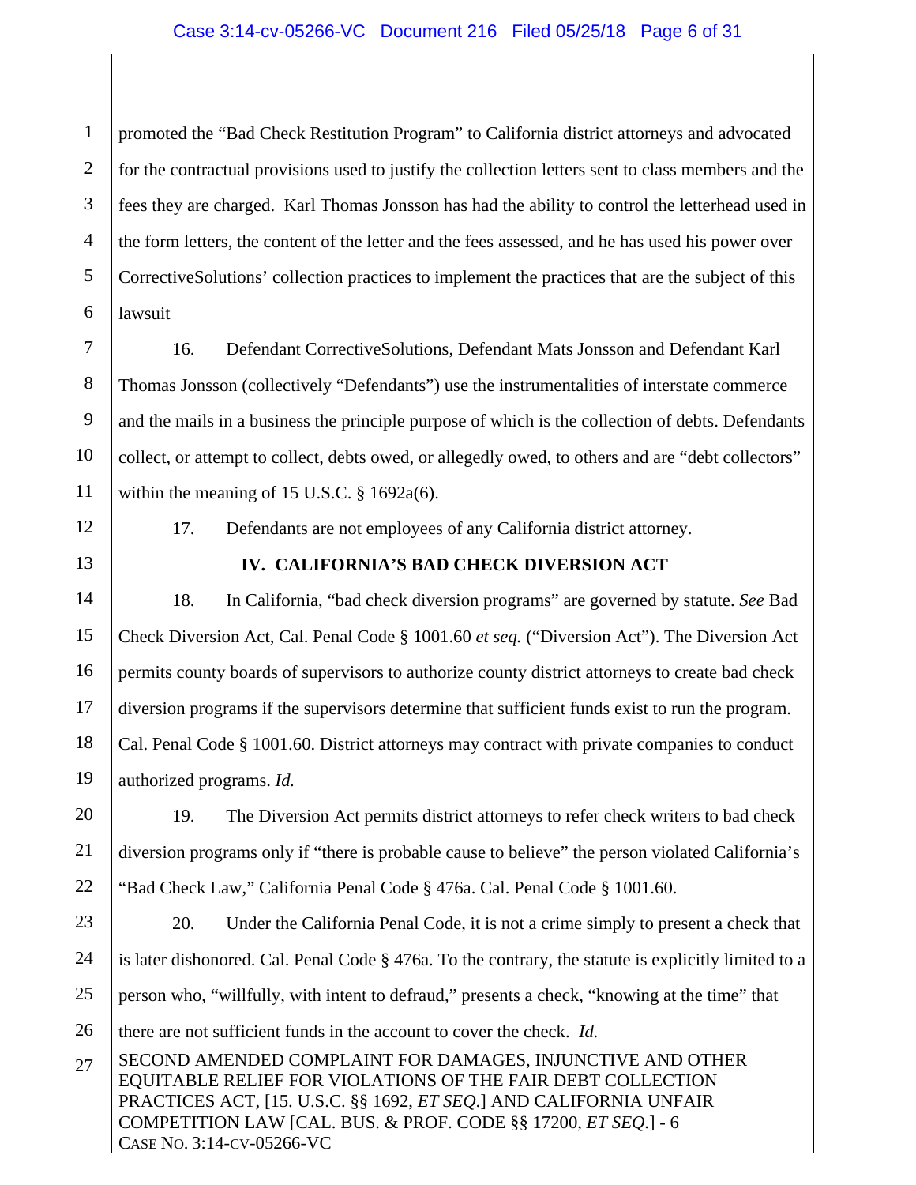promoted the "Bad Check Restitution Program" to California district attorneys and advocated for the contractual provisions used to justify the collection letters sent to class members and the fees they are charged. Karl Thomas Jonsson has had the ability to control the letterhead used in the form letters, the content of the letter and the fees assessed, and he has used his power over CorrectiveSolutions' collection practices to implement the practices that are the subject of this lawsuit

16. Defendant CorrectiveSolutions, Defendant Mats Jonsson and Defendant Karl Thomas Jonsson (collectively "Defendants") use the instrumentalities of interstate commerce and the mails in a business the principle purpose of which is the collection of debts. Defendants collect, or attempt to collect, debts owed, or allegedly owed, to others and are "debt collectors" within the meaning of 15 U.S.C. § 1692a(6).

17. Defendants are not employees of any California district attorney.

## IV. CALIFORNIA'S BAD CHECK DIVERSION ACT

18. In California, "bad check diversion programs" are governed by statute. *See* Bad Check Diversion Act, Cal. Penal Code § 1001.60 *et seq.* ("Diversion Act"). The Diversion Act permits county boards of supervisors to authorize county district attorneys to create bad check diversion programs if the supervisors determine that sufficient funds exist to run the program. Cal. Penal Code § 1001.60. District attorneys may contract with private companies to conduct authorized programs. *Id.*

19. The Diversion Act permits district attorneys to refer check writers to bad check diversion programs only if "there is probable cause to believe" the person violated California's "Bad Check Law," California Penal Code § 476a. Cal. Penal Code § 1001.60.

20. Under the California Penal Code, it is not a crime simply to present a check that is later dishonored. Cal. Penal Code § 476a. To the contrary, the statute is explicitly limited to a person who, "willfully, with intent to defraud," presents a check, "knowing at the time" that there are not sufficient funds in the account to cover the check. *Id.*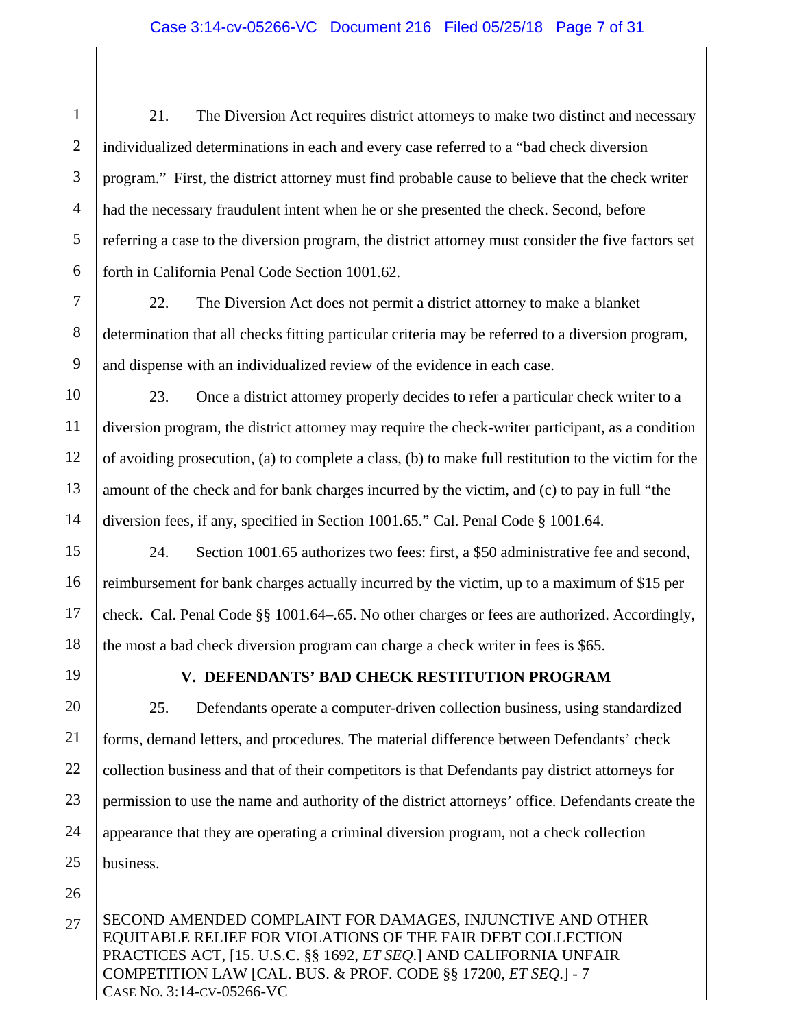21. The Diversion Act requires district attorneys to make two distinct and necessary individualized determinations in each and every case referred to a "bad check diversion program." First, the district attorney must find probable cause to believe that the check writer had the necessary fraudulent intent when he or she presented the check. Second, before referring a case to the diversion program, the district attorney must consider the five factors set forth in California Penal Code Section 1001.62.

22. The Diversion Act does not permit a district attorney to make a blanket determination that all checks fitting particular criteria may be referred to a diversion program, and dispense with an individualized review of the evidence in each case.

23. Once a district attorney properly decides to refer a particular check writer to a diversion program, the district attorney may require the check-writer participant, as a condition of avoiding prosecution, (a) to complete a class, (b) to make full restitution to the victim for the amount of the check and for bank charges incurred by the victim, and (c) to pay in full "the diversion fees, if any, specified in Section 1001.65." Cal. Penal Code § 1001.64.

24. Section 1001.65 authorizes two fees: first, a $50 administrative fee and second, reimbursement for bank charges actually incurred by the victim, up to a maximum of $15 per check. Cal. Penal Code §§ 1001.64–.65. No other charges or fees are authorized. Accordingly, the most a bad check diversion program can charge a check writer in fees is $65.

## V. DEFENDANTS' BAD CHECK RESTITUTION PROGRAM

25. Defendants operate a computer-driven collection business, using standardized forms, demand letters, and procedures. The material difference between Defendants' check collection business and that of their competitors is that Defendants pay district attorneys for permission to use the name and authority of the district attorneys' office. Defendants create the appearance that they are operating a criminal diversion program, not a check collection business.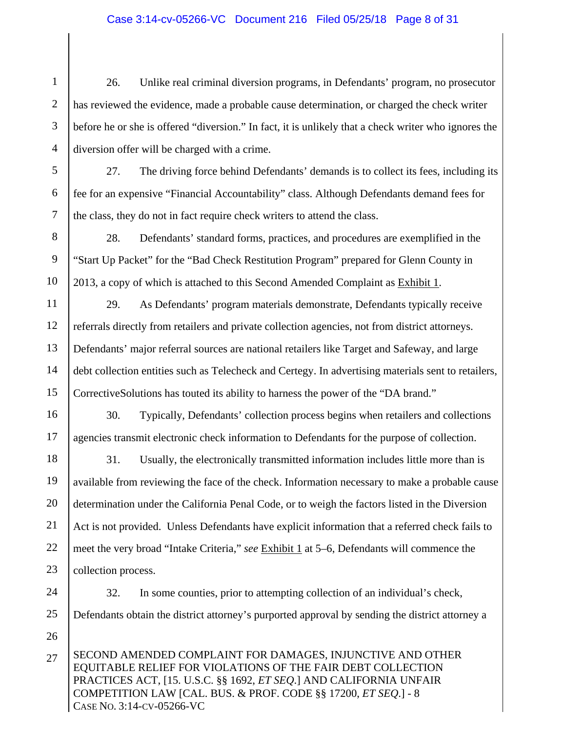26. Unlike real criminal diversion programs, in Defendants' program, no prosecutor has reviewed the evidence, made a probable cause determination, or charged the check writer before he or she is offered "diversion." In fact, it is unlikely that a check writer who ignores the diversion offer will be charged with a crime.

27. The driving force behind Defendants' demands is to collect its fees, including its fee for an expensive "Financial Accountability" class. Although Defendants demand fees for the class, they do not in fact require check writers to attend the class.

28. Defendants' standard forms, practices, and procedures are exemplified in the "Start Up Packet" for the "Bad Check Restitution Program" prepared for Glenn County in 2013, a copy of which is attached to this Second Amended Complaint as Exhibit 1.

29. As Defendants' program materials demonstrate, Defendants typically receive referrals directly from retailers and private collection agencies, not from district attorneys. Defendants' major referral sources are national retailers like Target and Safeway, and large debt collection entities such as Telecheck and Certegy. In advertising materials sent to retailers, CorrectiveSolutions has touted its ability to harness the power of the "DA brand."

30. Typically, Defendants' collection process begins when retailers and collections agencies transmit electronic check information to Defendants for the purpose of collection.

31. Usually, the electronically transmitted information includes little more than is available from reviewing the face of the check. Information necessary to make a probable cause determination under the California Penal Code, or to weigh the factors listed in the Diversion Act is not provided. Unless Defendants have explicit information that a referred check fails to meet the very broad "Intake Criteria," *see* Exhibit 1 at 5–6, Defendants will commence the collection process.

32. In some counties, prior to attempting collection of an individual's check, Defendants obtain the district attorney's purported approval by sending the district attorney a

SECOND AMENDED COMPLAINT FOR DAMAGES, INJUNCTIVE AND OTHER EQUITABLE RELIEF FOR VIOLATIONS OF THE FAIR DEBT COLLECTION PRACTICES ACT, [15. U.S.C. §§ 1692, *ET SEQ*.] AND CALIFORNIA UNFAIR COMPETITION LAW [CAL. BUS. & PROF. CODE §§ 17200, *ET SEQ*.] - 8
CASE NO. 3:14-CV-05266-VC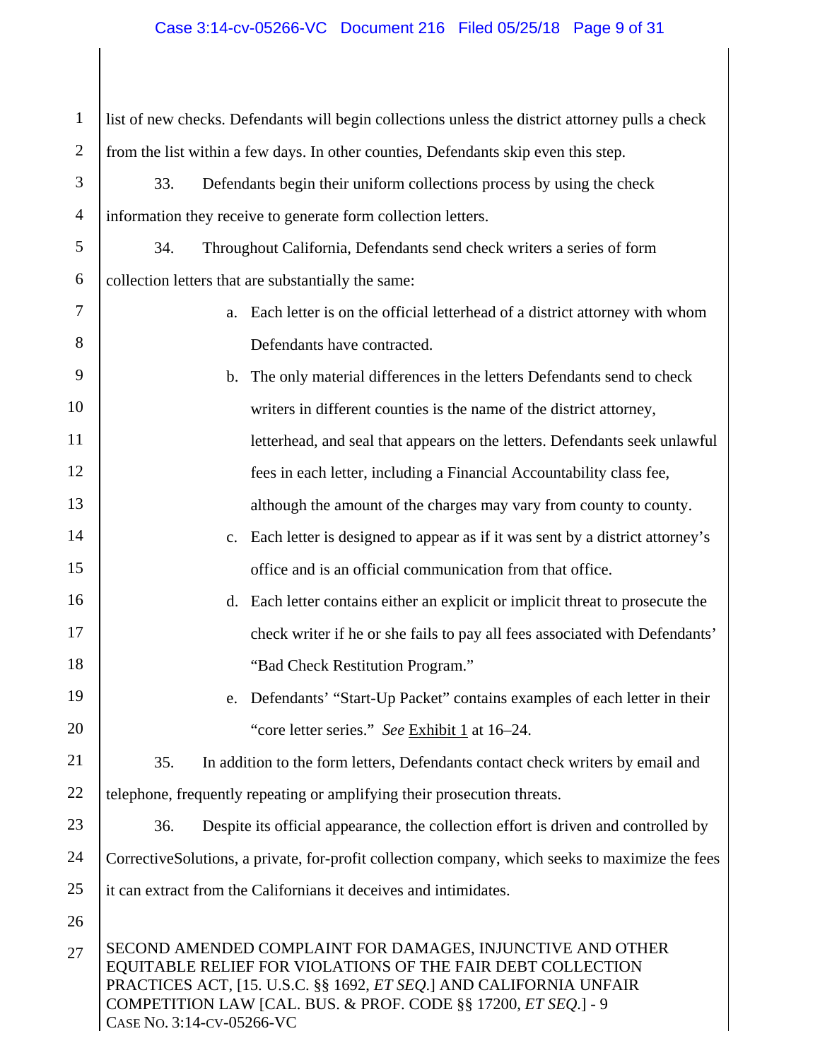list of new checks. Defendants will begin collections unless the district attorney pulls a check from the list within a few days. In other counties, Defendants skip even this step.

33. Defendants begin their uniform collections process by using the check information they receive to generate form collection letters.

34. Throughout California, Defendants send check writers a series of form collection letters that are substantially the same:

a. Each letter is on the official letterhead of a district attorney with whom Defendants have contracted.

b. The only material differences in the letters Defendants send to check writers in different counties is the name of the district attorney, letterhead, and seal that appears on the letters. Defendants seek unlawful fees in each letter, including a Financial Accountability class fee, although the amount of the charges may vary from county to county.

c. Each letter is designed to appear as if it was sent by a district attorney's office and is an official communication from that office.

d. Each letter contains either an explicit or implicit threat to prosecute the check writer if he or she fails to pay all fees associated with Defendants' "Bad Check Restitution Program."

e. Defendants' "Start-Up Packet" contains examples of each letter in their "core letter series." *See* Exhibit 1 at 16–24.

35. In addition to the form letters, Defendants contact check writers by email and telephone, frequently repeating or amplifying their prosecution threats.

36. Despite its official appearance, the collection effort is driven and controlled by CorrectiveSolutions, a private, for-profit collection company, which seeks to maximize the fees it can extract from the Californians it deceives and intimidates.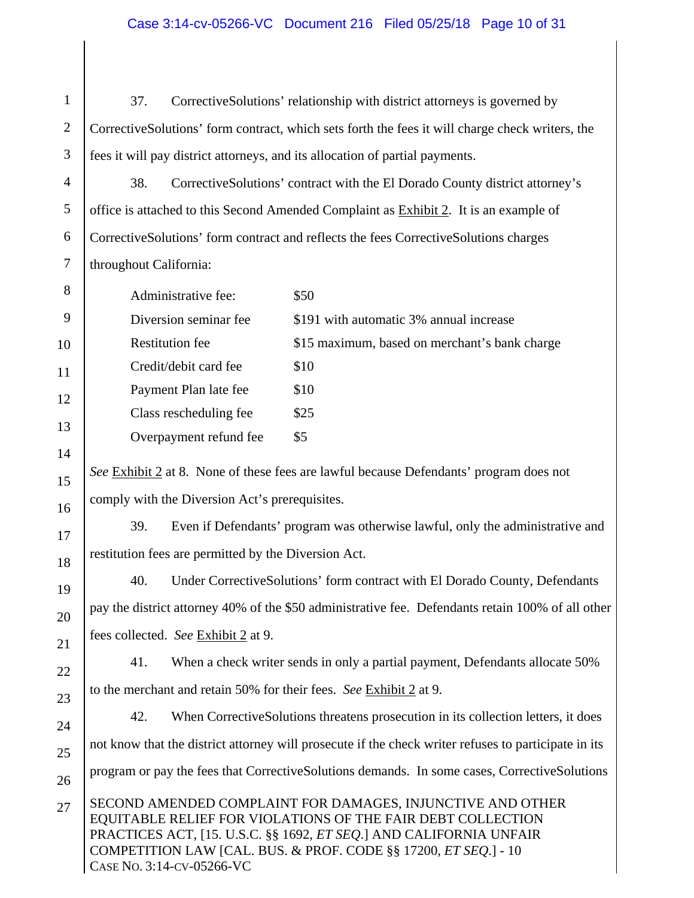37. CorrectiveSolutions' relationship with district attorneys is governed by CorrectiveSolutions' form contract, which sets forth the fees it will charge check writers, the fees it will pay district attorneys, and its allocation of partial payments.

38. CorrectiveSolutions' contract with the El Dorado County district attorney's office is attached to this Second Amended Complaint as Exhibit 2. It is an example of CorrectiveSolutions' form contract and reflects the fees CorrectiveSolutions charges throughout California:

| | |
|---|---|
| Administrative fee: | $50 |
| Diversion seminar fee | $191 with automatic 3% annual increase |
| Restitution fee | $15 maximum, based on merchant's bank charge |
| Credit/debit card fee | $10 |
| Payment Plan late fee | $10 |
| Class rescheduling fee | $25 |
| Overpayment refund fee | $5 |

*See* Exhibit 2 at 8. None of these fees are lawful because Defendants' program does not comply with the Diversion Act's prerequisites.

39. Even if Defendants' program was otherwise lawful, only the administrative and restitution fees are permitted by the Diversion Act.

40. Under CorrectiveSolutions' form contract with El Dorado County, Defendants pay the district attorney 40% of the $50 administrative fee. Defendants retain 100% of all other fees collected. *See* Exhibit 2 at 9.

41. When a check writer sends in only a partial payment, Defendants allocate 50% to the merchant and retain 50% for their fees. *See* Exhibit 2 at 9.

42. When CorrectiveSolutions threatens prosecution in its collection letters, it does not know that the district attorney will prosecute if the check writer refuses to participate in its program or pay the fees that CorrectiveSolutions demands. In some cases, CorrectiveSolutions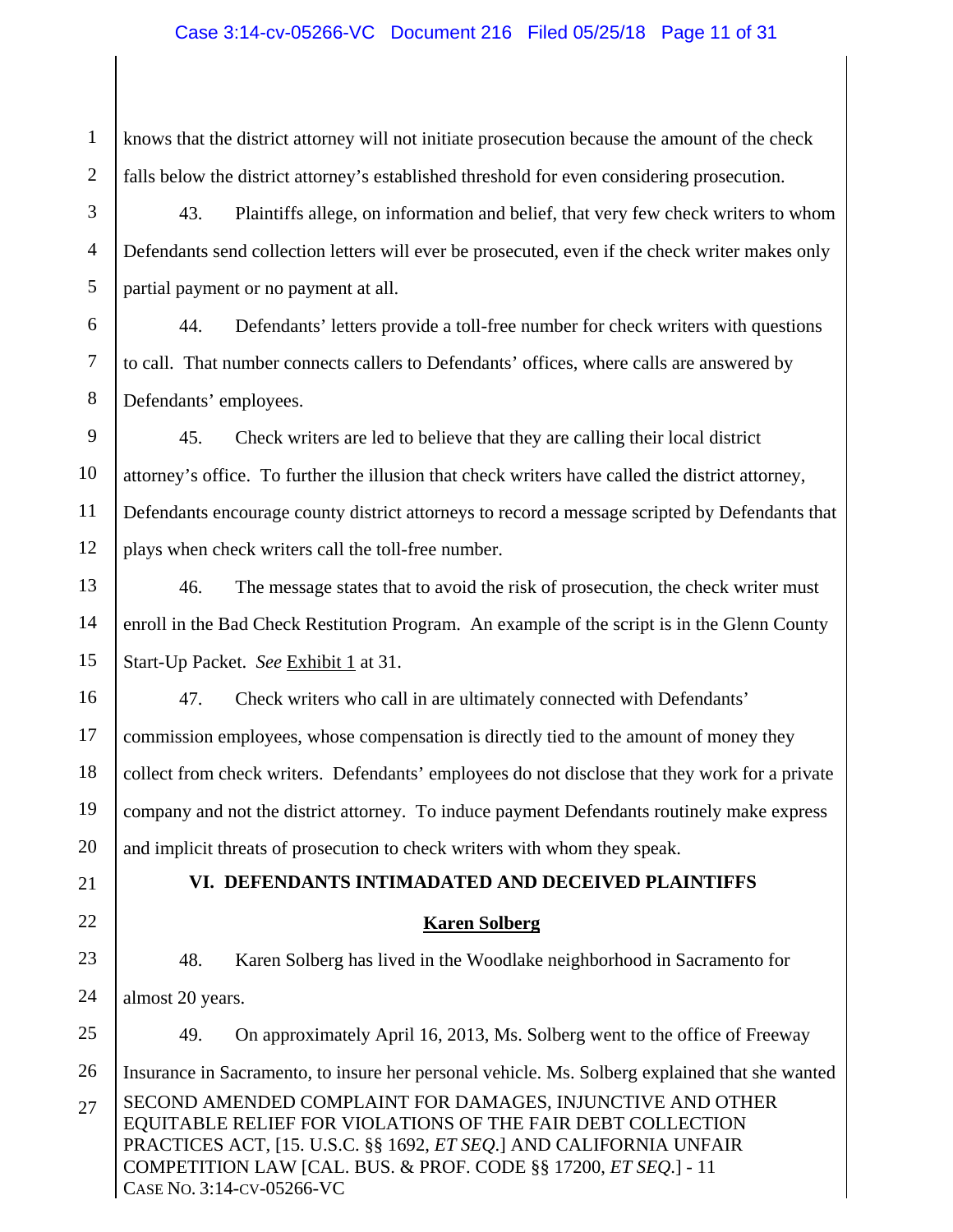knows that the district attorney will not initiate prosecution because the amount of the check falls below the district attorney's established threshold for even considering prosecution.

43. Plaintiffs allege, on information and belief, that very few check writers to whom Defendants send collection letters will ever be prosecuted, even if the check writer makes only partial payment or no payment at all.

44. Defendants' letters provide a toll-free number for check writers with questions to call. That number connects callers to Defendants' offices, where calls are answered by Defendants' employees.

45. Check writers are led to believe that they are calling their local district attorney's office. To further the illusion that check writers have called the district attorney, Defendants encourage county district attorneys to record a message scripted by Defendants that plays when check writers call the toll-free number.

46. The message states that to avoid the risk of prosecution, the check writer must enroll in the Bad Check Restitution Program. An example of the script is in the Glenn County Start-Up Packet. *See* Exhibit 1 at 31.

47. Check writers who call in are ultimately connected with Defendants' commission employees, whose compensation is directly tied to the amount of money they collect from check writers. Defendants' employees do not disclose that they work for a private company and not the district attorney. To induce payment Defendants routinely make express and implicit threats of prosecution to check writers with whom they speak.

## VI. DEFENDANTS INTIMADATED AND DECEIVED PLAINTIFFS

### Karen Solberg

48. Karen Solberg has lived in the Woodlake neighborhood in Sacramento for almost 20 years.

49. On approximately April 16, 2013, Ms. Solberg went to the office of Freeway Insurance in Sacramento, to insure her personal vehicle. Ms. Solberg explained that she wanted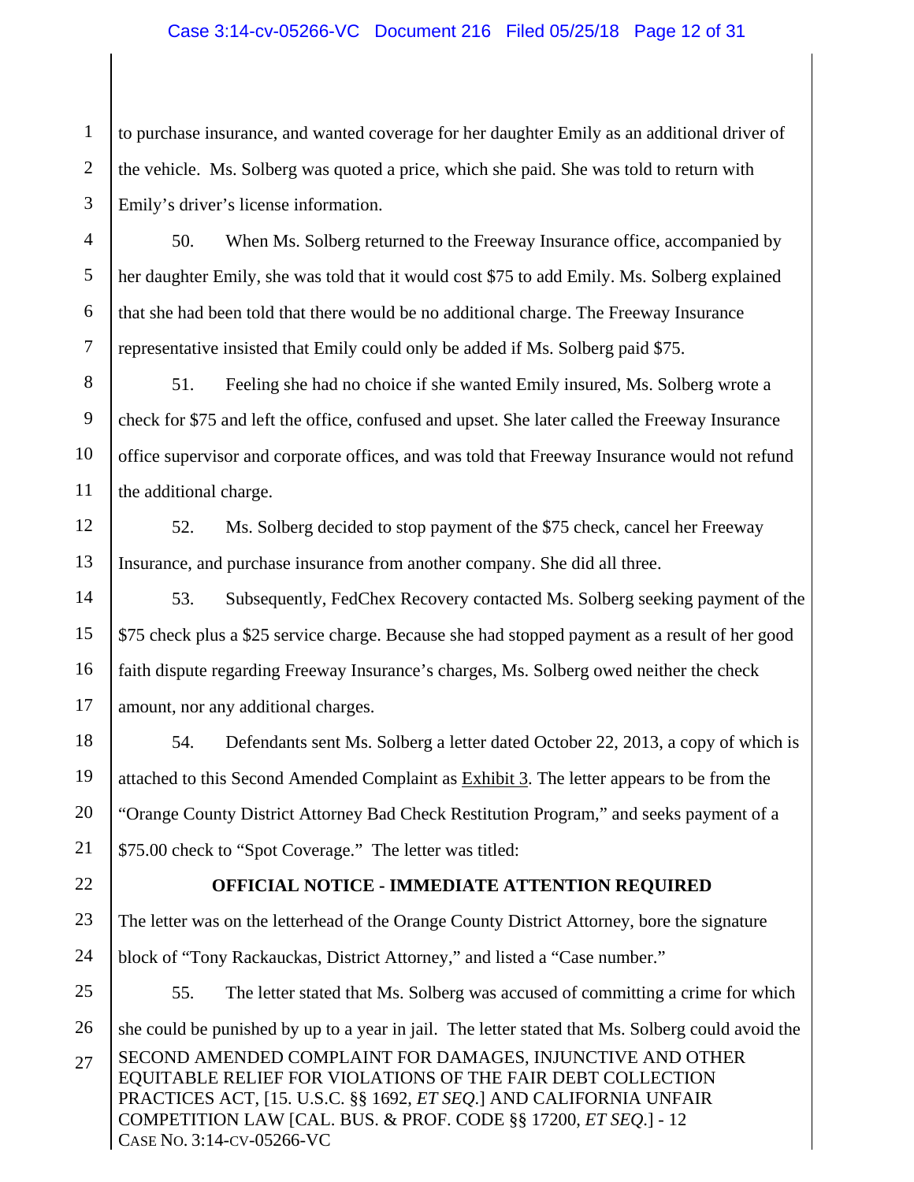to purchase insurance, and wanted coverage for her daughter Emily as an additional driver of the vehicle. Ms. Solberg was quoted a price, which she paid. She was told to return with Emily's driver's license information.

50. When Ms. Solberg returned to the Freeway Insurance office, accompanied by her daughter Emily, she was told that it would cost $75 to add Emily. Ms. Solberg explained that she had been told that there would be no additional charge. The Freeway Insurance representative insisted that Emily could only be added if Ms. Solberg paid $75.

51. Feeling she had no choice if she wanted Emily insured, Ms. Solberg wrote a check for $75 and left the office, confused and upset. She later called the Freeway Insurance office supervisor and corporate offices, and was told that Freeway Insurance would not refund the additional charge.

52. Ms. Solberg decided to stop payment of the $75 check, cancel her Freeway Insurance, and purchase insurance from another company. She did all three.

53. Subsequently, FedChex Recovery contacted Ms. Solberg seeking payment of the $75 check plus a $25 service charge. Because she had stopped payment as a result of her good faith dispute regarding Freeway Insurance's charges, Ms. Solberg owed neither the check amount, nor any additional charges.

54. Defendants sent Ms. Solberg a letter dated October 22, 2013, a copy of which is attached to this Second Amended Complaint as Exhibit 3. The letter appears to be from the "Orange County District Attorney Bad Check Restitution Program," and seeks payment of a $75.00 check to "Spot Coverage." The letter was titled:

**OFFICIAL NOTICE - IMMEDIATE ATTENTION REQUIRED**

The letter was on the letterhead of the Orange County District Attorney, bore the signature block of "Tony Rackauckas, District Attorney," and listed a "Case number."

55. The letter stated that Ms. Solberg was accused of committing a crime for which she could be punished by up to a year in jail. The letter stated that Ms. Solberg could avoid the

SECOND AMENDED COMPLAINT FOR DAMAGES, INJUNCTIVE AND OTHER EQUITABLE RELIEF FOR VIOLATIONS OF THE FAIR DEBT COLLECTION PRACTICES ACT, [15. U.S.C. §§ 1692, *ET SEQ.*] AND CALIFORNIA UNFAIR COMPETITION LAW [CAL. BUS. & PROF. CODE §§ 17200, *ET SEQ.*] - 12
CASE NO. 3:14-CV-05266-VC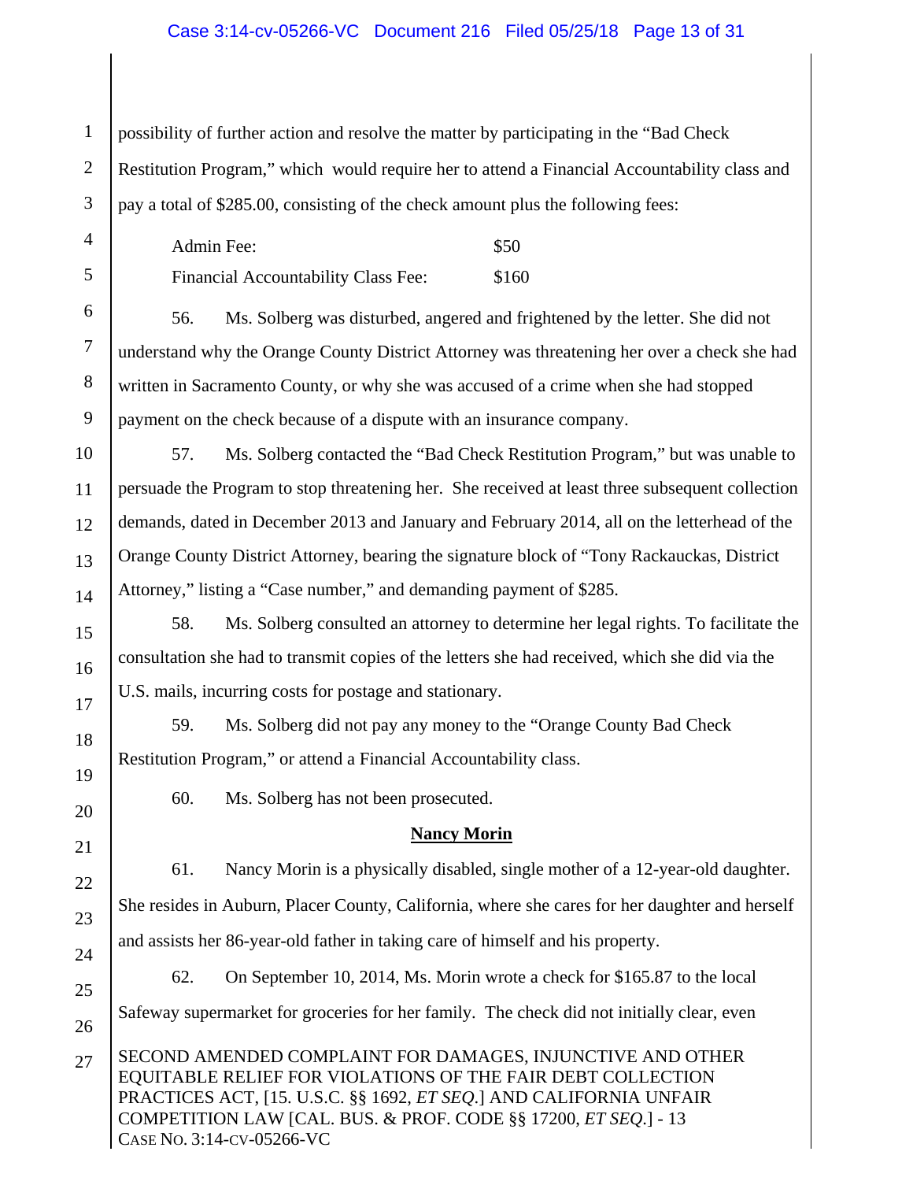possibility of further action and resolve the matter by participating in the "Bad Check Restitution Program," which would require her to attend a Financial Accountability class and pay a total of $285.00, consisting of the check amount plus the following fees:

| | |
|---|---|
| Admin Fee: | $50 |
| Financial Accountability Class Fee: | $160 |

56. Ms. Solberg was disturbed, angered and frightened by the letter. She did not understand why the Orange County District Attorney was threatening her over a check she had written in Sacramento County, or why she was accused of a crime when she had stopped payment on the check because of a dispute with an insurance company.

57. Ms. Solberg contacted the "Bad Check Restitution Program," but was unable to persuade the Program to stop threatening her. She received at least three subsequent collection demands, dated in December 2013 and January and February 2014, all on the letterhead of the Orange County District Attorney, bearing the signature block of "Tony Rackauckas, District Attorney," listing a "Case number," and demanding payment of $285.

58. Ms. Solberg consulted an attorney to determine her legal rights. To facilitate the consultation she had to transmit copies of the letters she had received, which she did via the U.S. mails, incurring costs for postage and stationary.

59. Ms. Solberg did not pay any money to the "Orange County Bad Check Restitution Program," or attend a Financial Accountability class.

60. Ms. Solberg has not been prosecuted.

**Nancy Morin**

61. Nancy Morin is a physically disabled, single mother of a 12-year-old daughter. She resides in Auburn, Placer County, California, where she cares for her daughter and herself and assists her 86-year-old father in taking care of himself and his property.

62. On September 10, 2014, Ms. Morin wrote a check for $165.87 to the local Safeway supermarket for groceries for her family. The check did not initially clear, even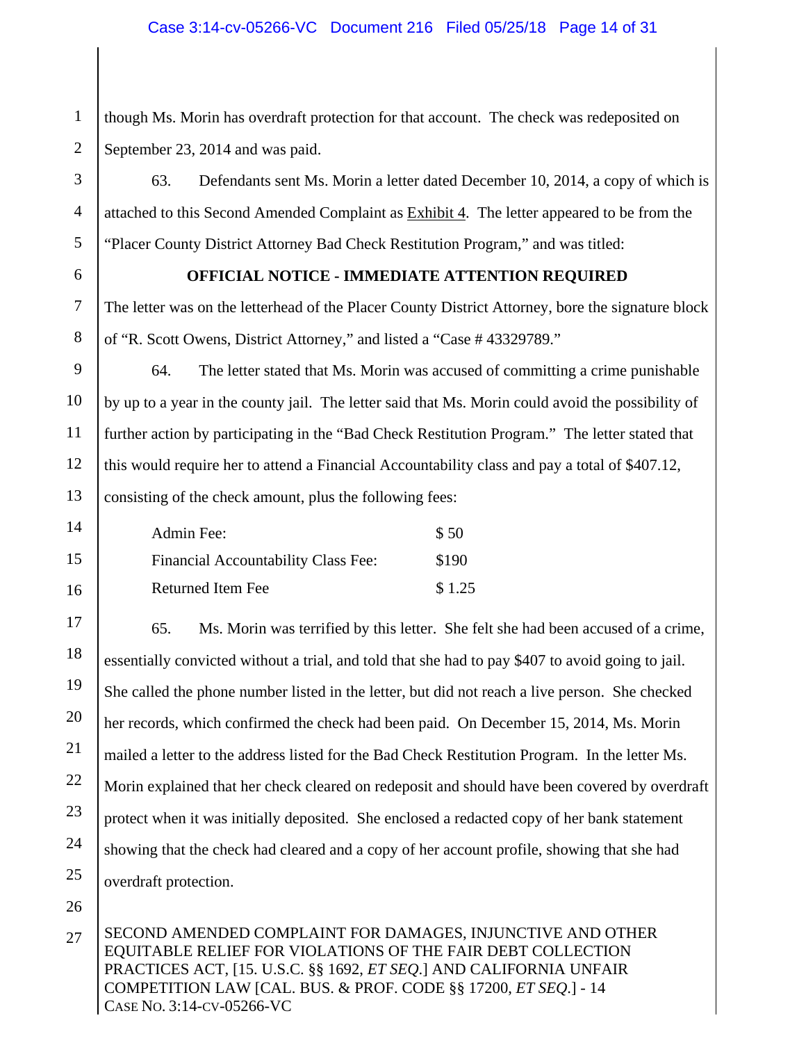though Ms. Morin has overdraft protection for that account. The check was redeposited on September 23, 2014 and was paid.

63. Defendants sent Ms. Morin a letter dated December 10, 2014, a copy of which is attached to this Second Amended Complaint as Exhibit 4. The letter appeared to be from the "Placer County District Attorney Bad Check Restitution Program," and was titled:

**OFFICIAL NOTICE - IMMEDIATE ATTENTION REQUIRED**

The letter was on the letterhead of the Placer County District Attorney, bore the signature block of "R. Scott Owens, District Attorney," and listed a "Case # 43329789."

64. The letter stated that Ms. Morin was accused of committing a crime punishable by up to a year in the county jail. The letter said that Ms. Morin could avoid the possibility of further action by participating in the "Bad Check Restitution Program." The letter stated that this would require her to attend a Financial Accountability class and pay a total of $407.12, consisting of the check amount, plus the following fees:

| | |
|---|---|
| Admin Fee: | $ 50 |
| Financial Accountability Class Fee: | $190 |
| Returned Item Fee | $ 1.25 |

65. Ms. Morin was terrified by this letter. She felt she had been accused of a crime, essentially convicted without a trial, and told that she had to pay $407 to avoid going to jail. She called the phone number listed in the letter, but did not reach a live person. She checked her records, which confirmed the check had been paid. On December 15, 2014, Ms. Morin mailed a letter to the address listed for the Bad Check Restitution Program. In the letter Ms. Morin explained that her check cleared on redeposit and should have been covered by overdraft protect when it was initially deposited. She enclosed a redacted copy of her bank statement showing that the check had cleared and a copy of her account profile, showing that she had overdraft protection.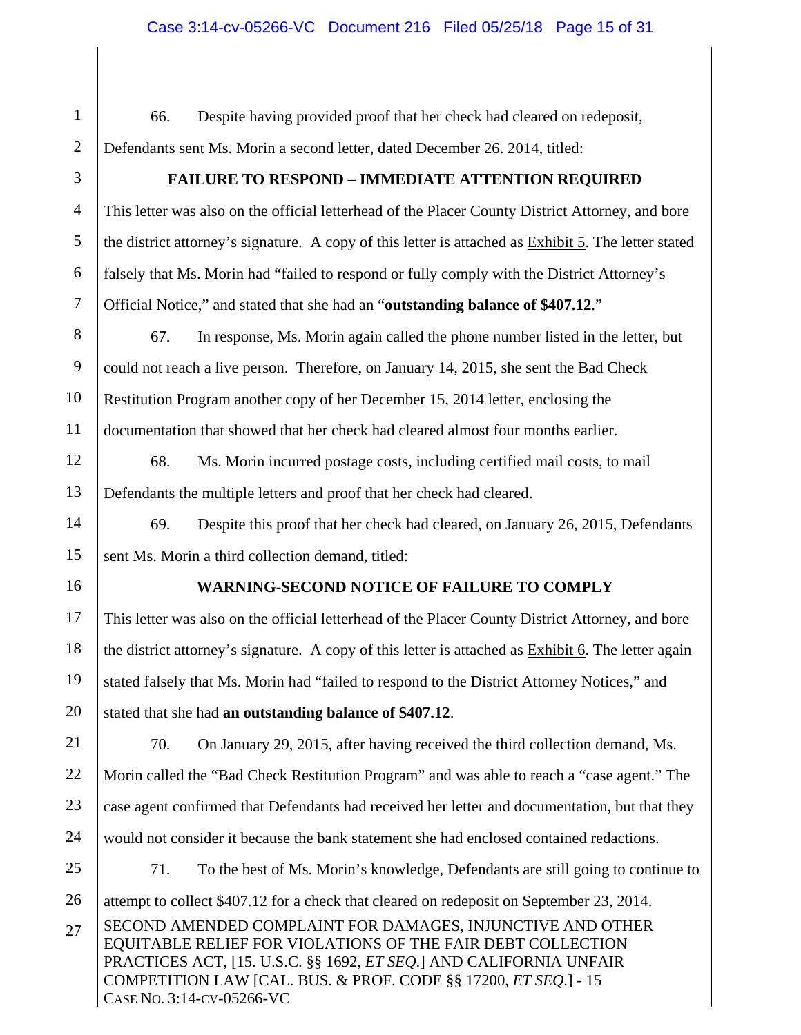66. Despite having provided proof that her check had cleared on redeposit, Defendants sent Ms. Morin a second letter, dated December 26. 2014, titled:

**FAILURE TO RESPOND – IMMEDIATE ATTENTION REQUIRED**

This letter was also on the official letterhead of the Placer County District Attorney, and bore the district attorney's signature. A copy of this letter is attached as Exhibit 5. The letter stated falsely that Ms. Morin had "failed to respond or fully comply with the District Attorney's Official Notice," and stated that she had an "**outstanding balance of $407.12**."

67. In response, Ms. Morin again called the phone number listed in the letter, but could not reach a live person. Therefore, on January 14, 2015, she sent the Bad Check Restitution Program another copy of her December 15, 2014 letter, enclosing the documentation that showed that her check had cleared almost four months earlier.

68. Ms. Morin incurred postage costs, including certified mail costs, to mail Defendants the multiple letters and proof that her check had cleared.

69. Despite this proof that her check had cleared, on January 26, 2015, Defendants sent Ms. Morin a third collection demand, titled:

**WARNING-SECOND NOTICE OF FAILURE TO COMPLY**

This letter was also on the official letterhead of the Placer County District Attorney, and bore the district attorney's signature. A copy of this letter is attached as Exhibit 6. The letter again stated falsely that Ms. Morin had "failed to respond to the District Attorney Notices," and stated that she had **an outstanding balance of $407.12**.

70. On January 29, 2015, after having received the third collection demand, Ms. Morin called the "Bad Check Restitution Program" and was able to reach a "case agent." The case agent confirmed that Defendants had received her letter and documentation, but that they would not consider it because the bank statement she had enclosed contained redactions.

71. To the best of Ms. Morin's knowledge, Defendants are still going to continue to attempt to collect $407.12 for a check that cleared on redeposit on September 23, 2014.

SECOND AMENDED COMPLAINT FOR DAMAGES, INJUNCTIVE AND OTHER EQUITABLE RELIEF FOR VIOLATIONS OF THE FAIR DEBT COLLECTION PRACTICES ACT, [15. U.S.C. §§ 1692, *ET SEQ*.] AND CALIFORNIA UNFAIR COMPETITION LAW [CAL. BUS. & PROF. CODE §§ 17200, *ET SEQ*.] - 15
CASE NO. 3:14-CV-05266-VC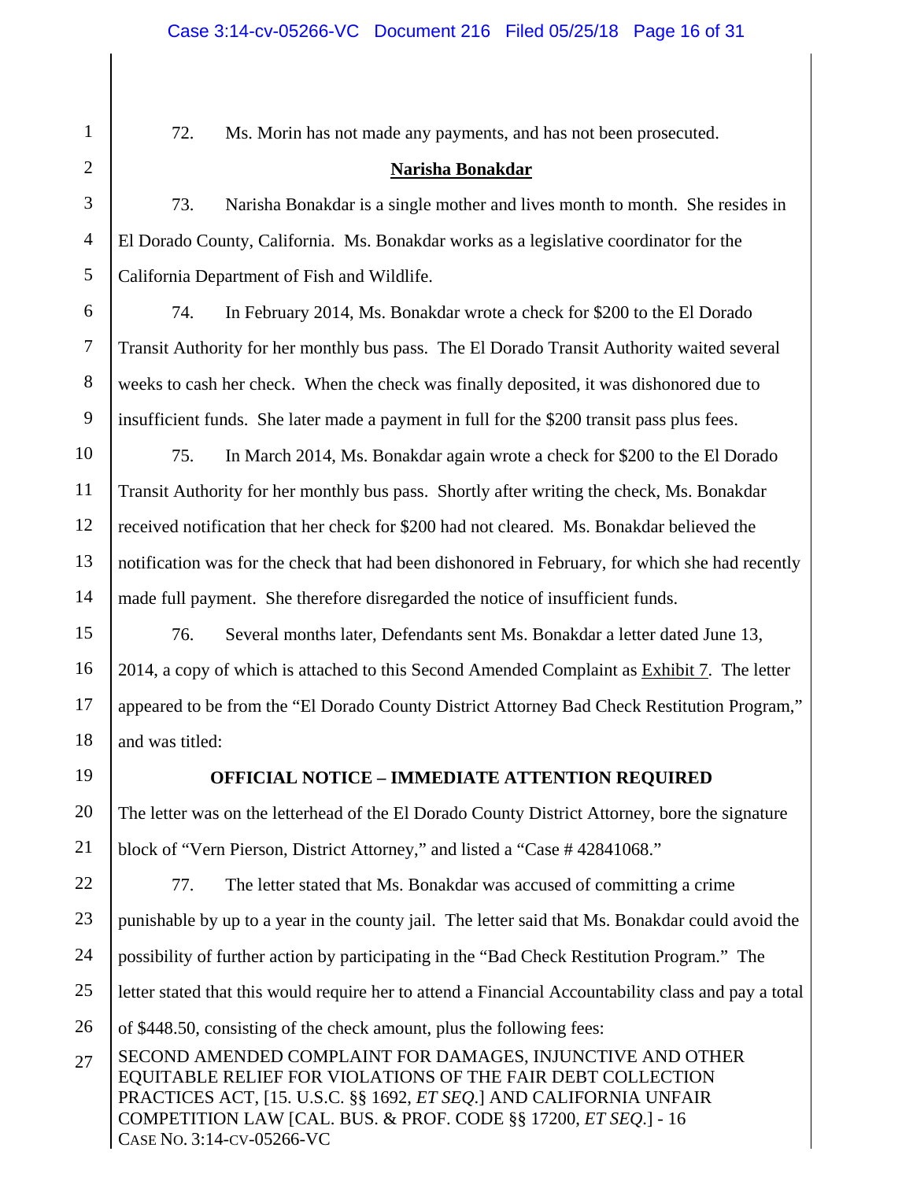72. Ms. Morin has not made any payments, and has not been prosecuted.

**<u>Narisha Bonakdar</u>**

73. Narisha Bonakdar is a single mother and lives month to month. She resides in El Dorado County, California. Ms. Bonakdar works as a legislative coordinator for the California Department of Fish and Wildlife.

74. In February 2014, Ms. Bonakdar wrote a check for $200 to the El Dorado Transit Authority for her monthly bus pass. The El Dorado Transit Authority waited several weeks to cash her check. When the check was finally deposited, it was dishonored due to insufficient funds. She later made a payment in full for the $200 transit pass plus fees.

75. In March 2014, Ms. Bonakdar again wrote a check for $200 to the El Dorado Transit Authority for her monthly bus pass. Shortly after writing the check, Ms. Bonakdar received notification that her check for $200 had not cleared. Ms. Bonakdar believed the notification was for the check that had been dishonored in February, for which she had recently made full payment. She therefore disregarded the notice of insufficient funds.

76. Several months later, Defendants sent Ms. Bonakdar a letter dated June 13, 2014, a copy of which is attached to this Second Amended Complaint as <u>Exhibit 7</u>. The letter appeared to be from the "El Dorado County District Attorney Bad Check Restitution Program," and was titled:

**OFFICIAL NOTICE – IMMEDIATE ATTENTION REQUIRED**

The letter was on the letterhead of the El Dorado County District Attorney, bore the signature block of "Vern Pierson, District Attorney," and listed a "Case # 42841068."

77. The letter stated that Ms. Bonakdar was accused of committing a crime punishable by up to a year in the county jail. The letter said that Ms. Bonakdar could avoid the possibility of further action by participating in the "Bad Check Restitution Program." The letter stated that this would require her to attend a Financial Accountability class and pay a total of $448.50, consisting of the check amount, plus the following fees: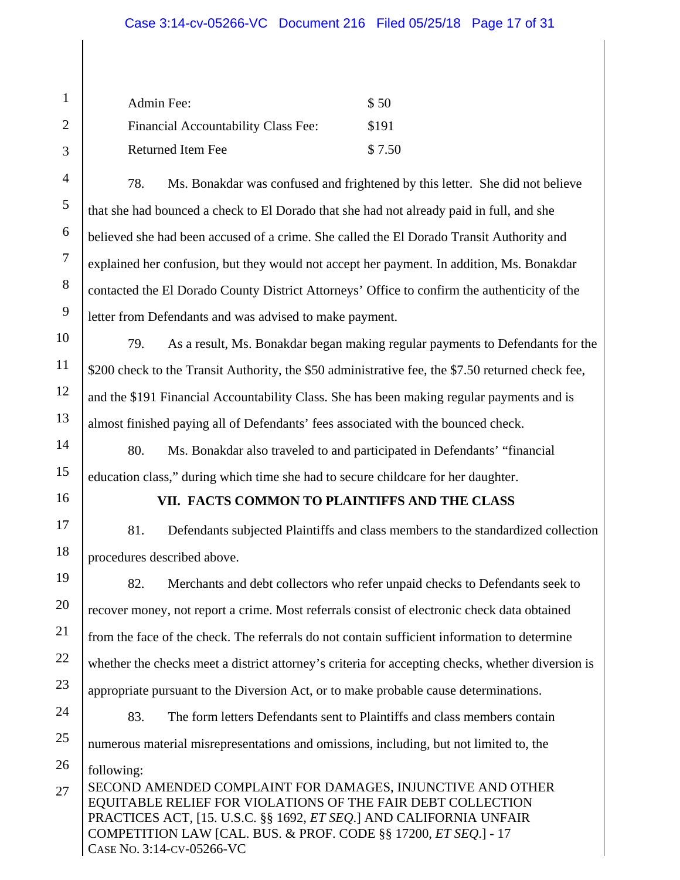| | |
|---|---|
| Admin Fee: | $ 50 |
| Financial Accountability Class Fee: | $191 |
| Returned Item Fee | $ 7.50 |

78. Ms. Bonakdar was confused and frightened by this letter. She did not believe that she had bounced a check to El Dorado that she had not already paid in full, and she believed she had been accused of a crime. She called the El Dorado Transit Authority and explained her confusion, but they would not accept her payment. In addition, Ms. Bonakdar contacted the El Dorado County District Attorneys' Office to confirm the authenticity of the letter from Defendants and was advised to make payment.

79. As a result, Ms. Bonakdar began making regular payments to Defendants for the $200 check to the Transit Authority, the $50 administrative fee, the $7.50 returned check fee, and the $191 Financial Accountability Class. She has been making regular payments and is almost finished paying all of Defendants' fees associated with the bounced check.

80. Ms. Bonakdar also traveled to and participated in Defendants' "financial education class," during which time she had to secure childcare for her daughter.

## VII. FACTS COMMON TO PLAINTIFFS AND THE CLASS

81. Defendants subjected Plaintiffs and class members to the standardized collection procedures described above.

82. Merchants and debt collectors who refer unpaid checks to Defendants seek to recover money, not report a crime. Most referrals consist of electronic check data obtained from the face of the check. The referrals do not contain sufficient information to determine whether the checks meet a district attorney's criteria for accepting checks, whether diversion is appropriate pursuant to the Diversion Act, or to make probable cause determinations.

83. The form letters Defendants sent to Plaintiffs and class members contain numerous material misrepresentations and omissions, including, but not limited to, the following:

SECOND AMENDED COMPLAINT FOR DAMAGES, INJUNCTIVE AND OTHER EQUITABLE RELIEF FOR VIOLATIONS OF THE FAIR DEBT COLLECTION PRACTICES ACT, [15. U.S.C. §§ 1692, *ET SEQ*.] AND CALIFORNIA UNFAIR COMPETITION LAW [CAL. BUS. & PROF. CODE §§ 17200, *ET SEQ*.] - 17
CASE NO. 3:14-CV-05266-VC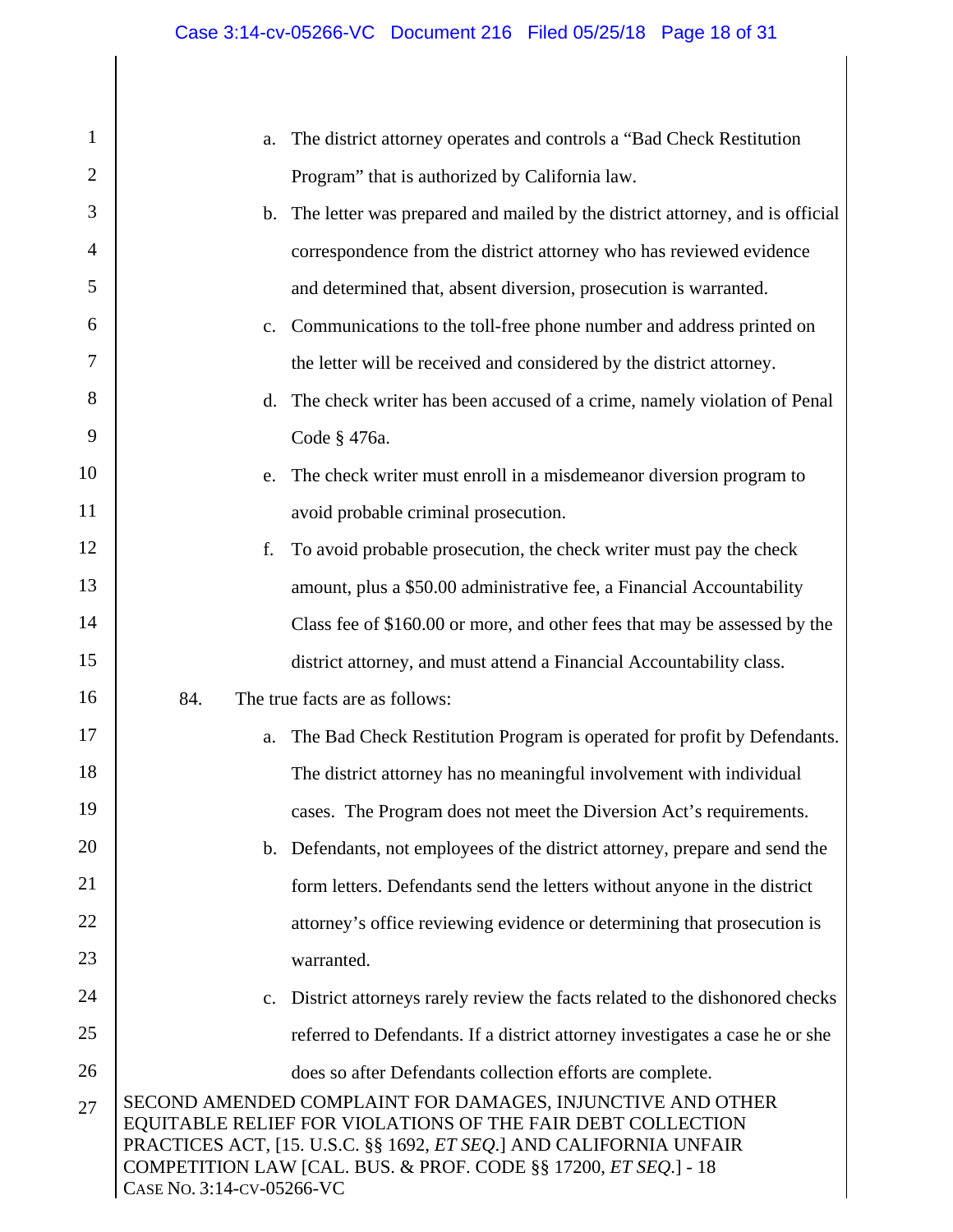a. The district attorney operates and controls a "Bad Check Restitution Program" that is authorized by California law.

b. The letter was prepared and mailed by the district attorney, and is official correspondence from the district attorney who has reviewed evidence and determined that, absent diversion, prosecution is warranted.

c. Communications to the toll-free phone number and address printed on the letter will be received and considered by the district attorney.

d. The check writer has been accused of a crime, namely violation of Penal Code § 476a.

e. The check writer must enroll in a misdemeanor diversion program to avoid probable criminal prosecution.

f. To avoid probable prosecution, the check writer must pay the check amount, plus a $50.00 administrative fee, a Financial Accountability Class fee of $160.00 or more, and other fees that may be assessed by the district attorney, and must attend a Financial Accountability class.

84. The true facts are as follows:

a. The Bad Check Restitution Program is operated for profit by Defendants. The district attorney has no meaningful involvement with individual cases. The Program does not meet the Diversion Act's requirements.

b. Defendants, not employees of the district attorney, prepare and send the form letters. Defendants send the letters without anyone in the district attorney's office reviewing evidence or determining that prosecution is warranted.

c. District attorneys rarely review the facts related to the dishonored checks referred to Defendants. If a district attorney investigates a case he or she does so after Defendants collection efforts are complete.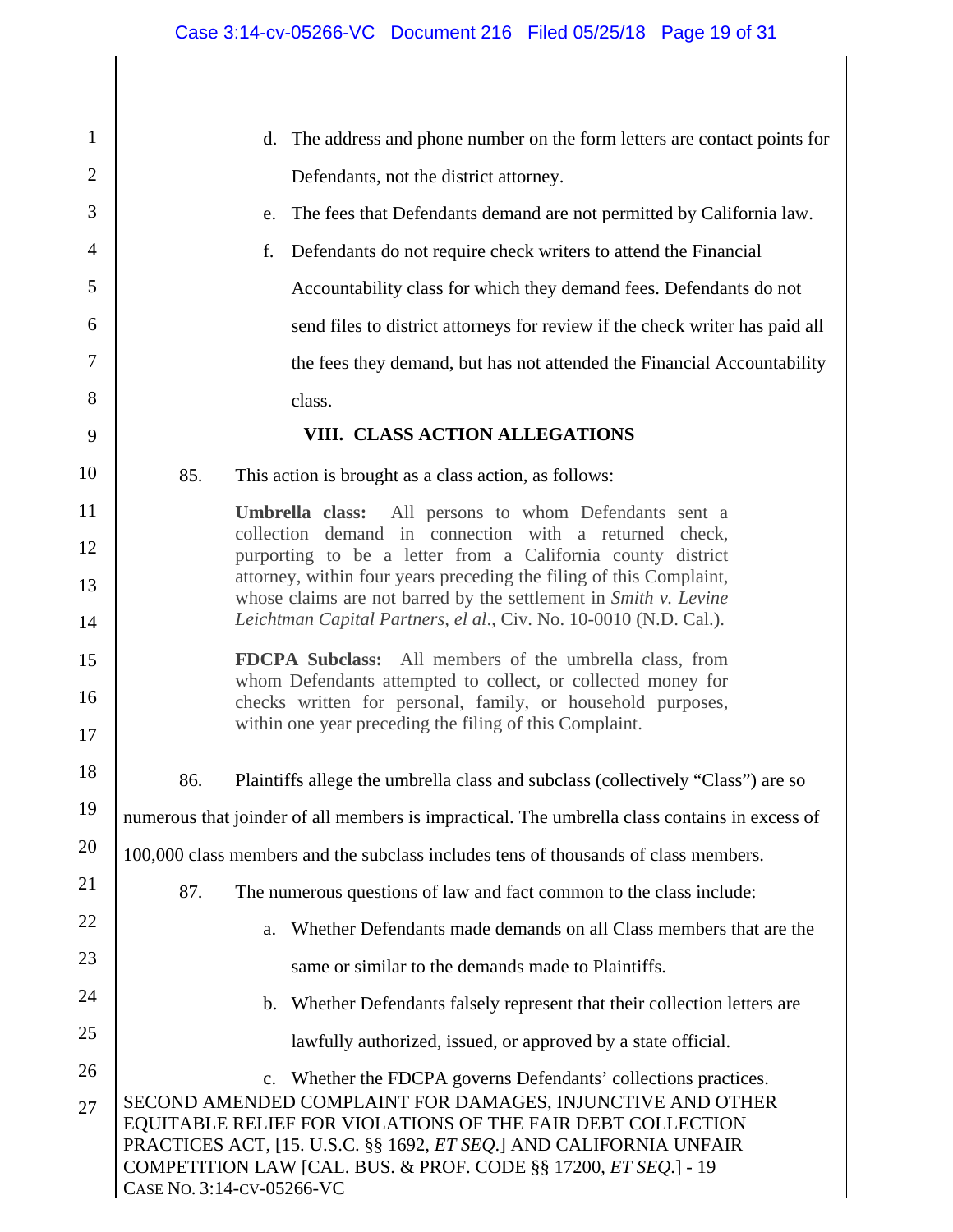d. The address and phone number on the form letters are contact points for Defendants, not the district attorney.

e. The fees that Defendants demand are not permitted by California law.

f. Defendants do not require check writers to attend the Financial Accountability class for which they demand fees. Defendants do not send files to district attorneys for review if the check writer has paid all the fees they demand, but has not attended the Financial Accountability class.

## VIII. CLASS ACTION ALLEGATIONS

85. This action is brought as a class action, as follows:

> **Umbrella class:** All persons to whom Defendants sent a collection demand in connection with a returned check, purporting to be a letter from a California county district attorney, within four years preceding the filing of this Complaint, whose claims are not barred by the settlement in *Smith v. Levine Leichtman Capital Partners, el al*., Civ. No. 10-0010 (N.D. Cal.).
>
> **FDCPA Subclass:** All members of the umbrella class, from whom Defendants attempted to collect, or collected money for checks written for personal, family, or household purposes, within one year preceding the filing of this Complaint.

86. Plaintiffs allege the umbrella class and subclass (collectively "Class") are so numerous that joinder of all members is impractical. The umbrella class contains in excess of 100,000 class members and the subclass includes tens of thousands of class members.

87. The numerous questions of law and fact common to the class include:

a. Whether Defendants made demands on all Class members that are the same or similar to the demands made to Plaintiffs.

b. Whether Defendants falsely represent that their collection letters are lawfully authorized, issued, or approved by a state official.

c. Whether the FDCPA governs Defendants' collections practices.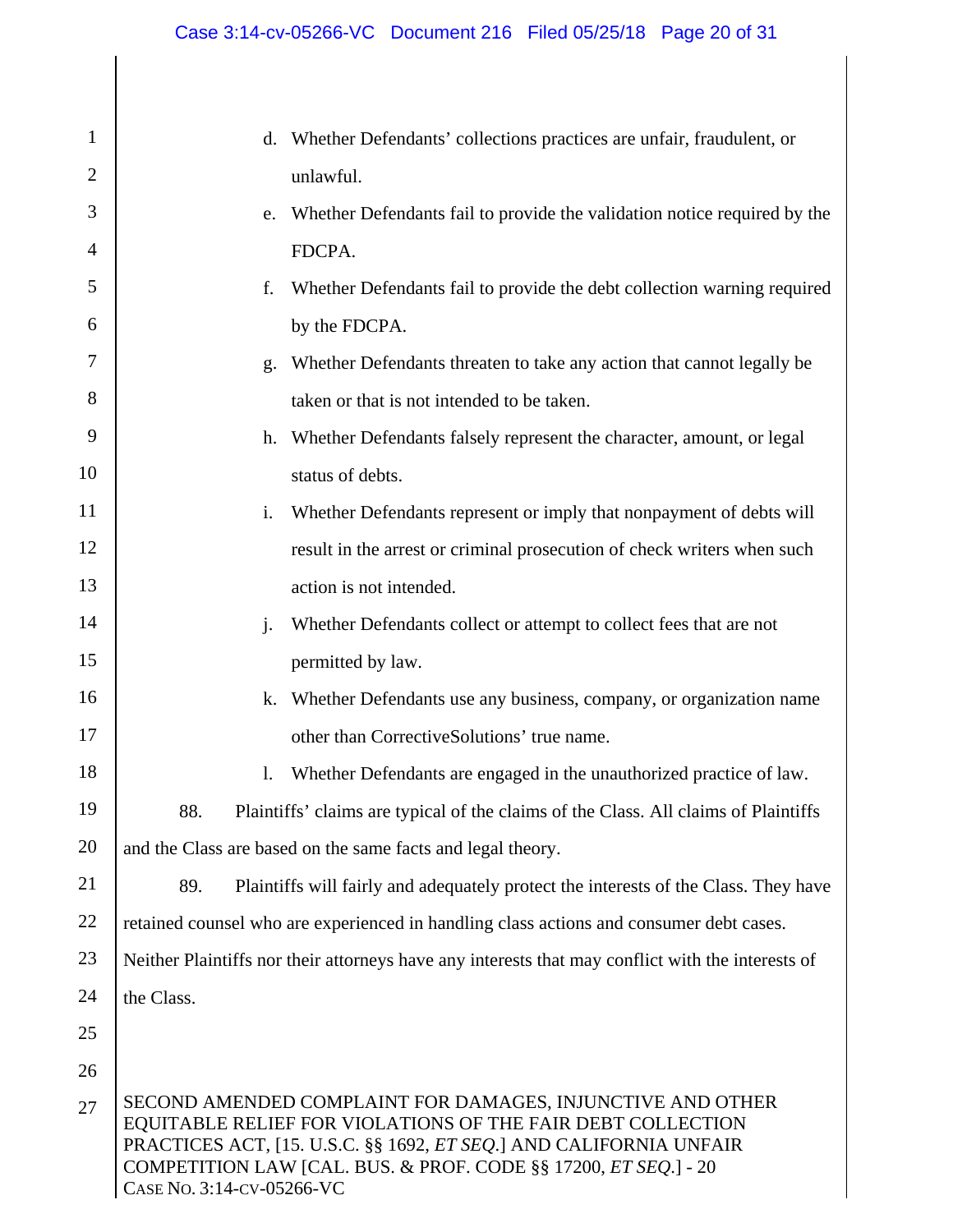d. Whether Defendants' collections practices are unfair, fraudulent, or unlawful.

e. Whether Defendants fail to provide the validation notice required by the FDCPA.

f. Whether Defendants fail to provide the debt collection warning required by the FDCPA.

g. Whether Defendants threaten to take any action that cannot legally be taken or that is not intended to be taken.

h. Whether Defendants falsely represent the character, amount, or legal status of debts.

i. Whether Defendants represent or imply that nonpayment of debts will result in the arrest or criminal prosecution of check writers when such action is not intended.

j. Whether Defendants collect or attempt to collect fees that are not permitted by law.

k. Whether Defendants use any business, company, or organization name other than CorrectiveSolutions' true name.

l. Whether Defendants are engaged in the unauthorized practice of law.

88. Plaintiffs' claims are typical of the claims of the Class. All claims of Plaintiffs and the Class are based on the same facts and legal theory.

89. Plaintiffs will fairly and adequately protect the interests of the Class. They have retained counsel who are experienced in handling class actions and consumer debt cases. Neither Plaintiffs nor their attorneys have any interests that may conflict with the interests of the Class.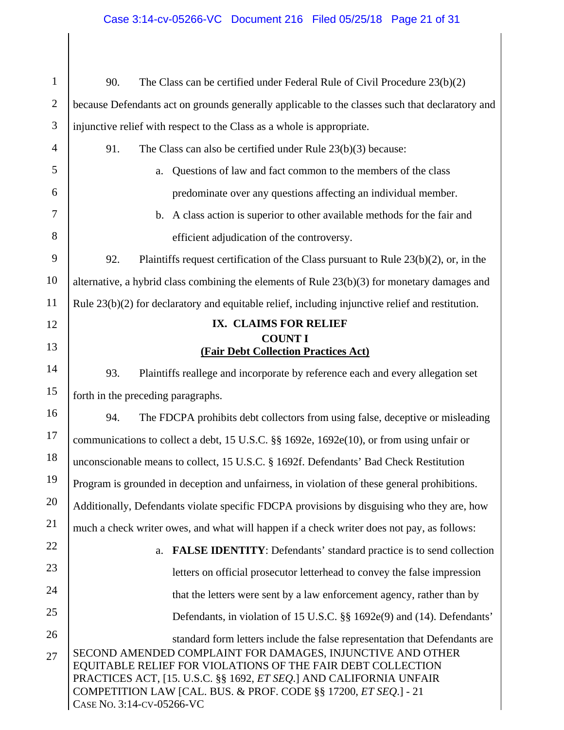90. The Class can be certified under Federal Rule of Civil Procedure 23(b)(2) because Defendants act on grounds generally applicable to the classes such that declaratory and injunctive relief with respect to the Class as a whole is appropriate.

91. The Class can also be certified under Rule 23(b)(3) because:

a. Questions of law and fact common to the members of the class predominate over any questions affecting an individual member.

b. A class action is superior to other available methods for the fair and efficient adjudication of the controversy.

92. Plaintiffs request certification of the Class pursuant to Rule 23(b)(2), or, in the alternative, a hybrid class combining the elements of Rule 23(b)(3) for monetary damages and Rule 23(b)(2) for declaratory and equitable relief, including injunctive relief and restitution.

## IX. CLAIMS FOR RELIEF

### COUNT I

### (Fair Debt Collection Practices Act)

93. Plaintiffs reallege and incorporate by reference each and every allegation set forth in the preceding paragraphs.

94. The FDCPA prohibits debt collectors from using false, deceptive or misleading communications to collect a debt, 15 U.S.C. §§ 1692e, 1692e(10), or from using unfair or unconscionable means to collect, 15 U.S.C. § 1692f. Defendants' Bad Check Restitution Program is grounded in deception and unfairness, in violation of these general prohibitions. Additionally, Defendants violate specific FDCPA provisions by disguising who they are, how much a check writer owes, and what will happen if a check writer does not pay, as follows:

a. **FALSE IDENTITY**: Defendants' standard practice is to send collection letters on official prosecutor letterhead to convey the false impression that the letters were sent by a law enforcement agency, rather than by Defendants, in violation of 15 U.S.C. §§ 1692e(9) and (14). Defendants' standard form letters include the false representation that Defendants are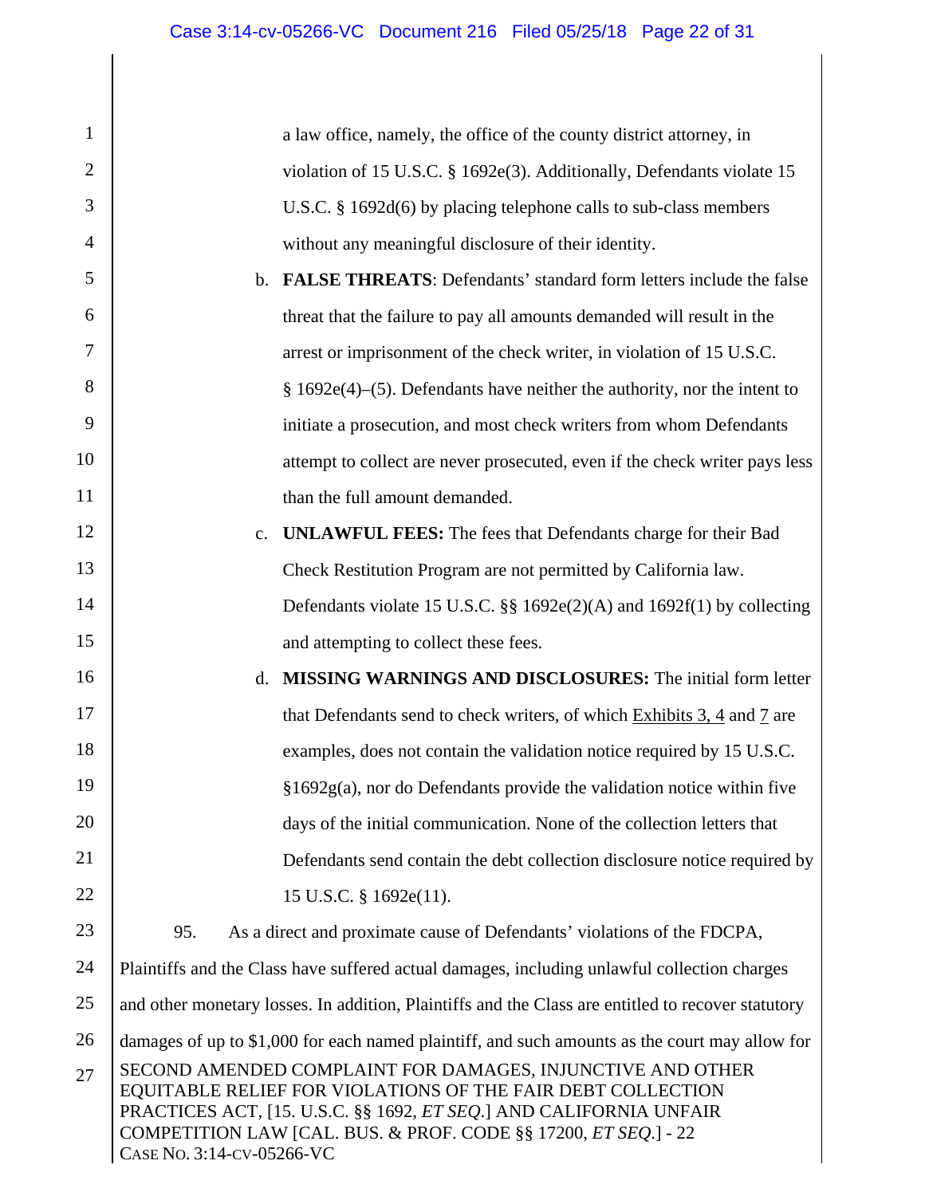a law office, namely, the office of the county district attorney, in violation of 15 U.S.C. § 1692e(3). Additionally, Defendants violate 15 U.S.C. § 1692d(6) by placing telephone calls to sub-class members without any meaningful disclosure of their identity.

b. **FALSE THREATS**: Defendants' standard form letters include the false threat that the failure to pay all amounts demanded will result in the arrest or imprisonment of the check writer, in violation of 15 U.S.C. § 1692e(4)–(5). Defendants have neither the authority, nor the intent to initiate a prosecution, and most check writers from whom Defendants attempt to collect are never prosecuted, even if the check writer pays less than the full amount demanded.

c. **UNLAWFUL FEES:** The fees that Defendants charge for their Bad Check Restitution Program are not permitted by California law. Defendants violate 15 U.S.C. §§ 1692e(2)(A) and 1692f(1) by collecting and attempting to collect these fees.

d. **MISSING WARNINGS AND DISCLOSURES:** The initial form letter that Defendants send to check writers, of which Exhibits 3, 4 and 7 are examples, does not contain the validation notice required by 15 U.S.C. §1692g(a), nor do Defendants provide the validation notice within five days of the initial communication. None of the collection letters that Defendants send contain the debt collection disclosure notice required by 15 U.S.C. § 1692e(11).

95. As a direct and proximate cause of Defendants' violations of the FDCPA, Plaintiffs and the Class have suffered actual damages, including unlawful collection charges and other monetary losses. In addition, Plaintiffs and the Class are entitled to recover statutory damages of up to $1,000 for each named plaintiff, and such amounts as the court may allow for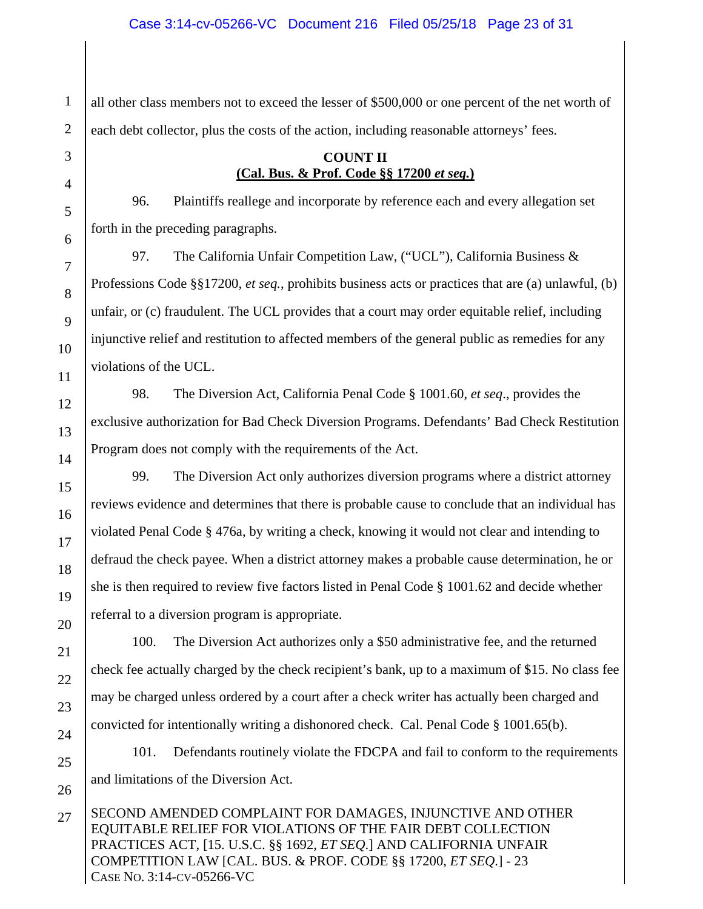all other class members not to exceed the lesser of $500,000 or one percent of the net worth of each debt collector, plus the costs of the action, including reasonable attorneys' fees.

**COUNT II**
**(Cal. Bus. & Prof. Code §§ 17200 *et seq.*)**

96. Plaintiffs reallege and incorporate by reference each and every allegation set forth in the preceding paragraphs.

97. The California Unfair Competition Law, ("UCL"), California Business & Professions Code §§17200, *et seq.*, prohibits business acts or practices that are (a) unlawful, (b) unfair, or (c) fraudulent. The UCL provides that a court may order equitable relief, including injunctive relief and restitution to affected members of the general public as remedies for any violations of the UCL.

98. The Diversion Act, California Penal Code § 1001.60, *et seq*., provides the exclusive authorization for Bad Check Diversion Programs. Defendants' Bad Check Restitution Program does not comply with the requirements of the Act.

99. The Diversion Act only authorizes diversion programs where a district attorney reviews evidence and determines that there is probable cause to conclude that an individual has violated Penal Code § 476a, by writing a check, knowing it would not clear and intending to defraud the check payee. When a district attorney makes a probable cause determination, he or she is then required to review five factors listed in Penal Code § 1001.62 and decide whether referral to a diversion program is appropriate.

100. The Diversion Act authorizes only a $50 administrative fee, and the returned check fee actually charged by the check recipient's bank, up to a maximum of $15. No class fee may be charged unless ordered by a court after a check writer has actually been charged and convicted for intentionally writing a dishonored check. Cal. Penal Code § 1001.65(b).

101. Defendants routinely violate the FDCPA and fail to conform to the requirements and limitations of the Diversion Act.

SECOND AMENDED COMPLAINT FOR DAMAGES, INJUNCTIVE AND OTHER EQUITABLE RELIEF FOR VIOLATIONS OF THE FAIR DEBT COLLECTION PRACTICES ACT, [15. U.S.C. §§ 1692, *ET SEQ.*] AND CALIFORNIA UNFAIR COMPETITION LAW [CAL. BUS. & PROF. CODE §§ 17200, *ET SEQ.*] - 23
CASE NO. 3:14-CV-05266-VC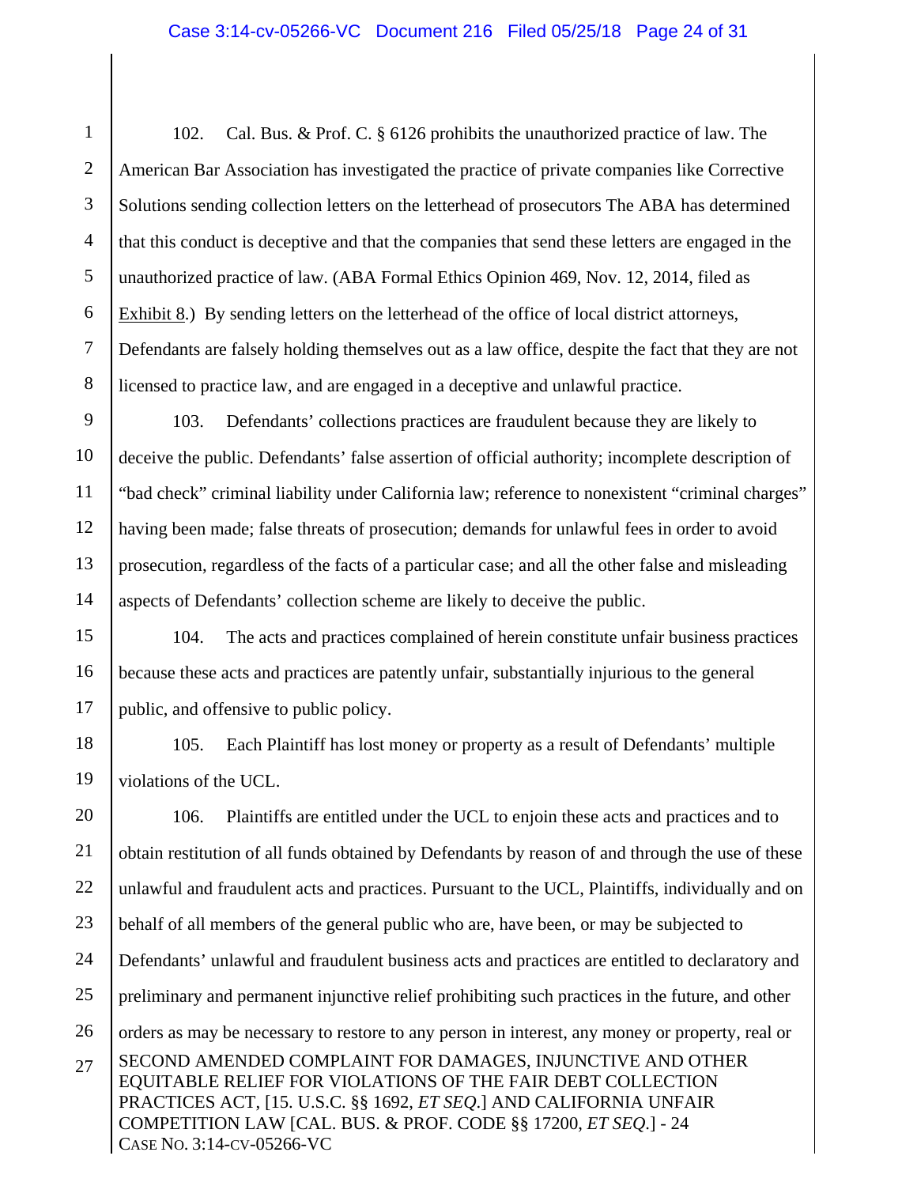102. Cal. Bus. & Prof. C. § 6126 prohibits the unauthorized practice of law. The American Bar Association has investigated the practice of private companies like Corrective Solutions sending collection letters on the letterhead of prosecutors The ABA has determined that this conduct is deceptive and that the companies that send these letters are engaged in the unauthorized practice of law. (ABA Formal Ethics Opinion 469, Nov. 12, 2014, filed as Exhibit 8.) By sending letters on the letterhead of the office of local district attorneys, Defendants are falsely holding themselves out as a law office, despite the fact that they are not licensed to practice law, and are engaged in a deceptive and unlawful practice.

103. Defendants' collections practices are fraudulent because they are likely to deceive the public. Defendants' false assertion of official authority; incomplete description of "bad check" criminal liability under California law; reference to nonexistent "criminal charges" having been made; false threats of prosecution; demands for unlawful fees in order to avoid prosecution, regardless of the facts of a particular case; and all the other false and misleading aspects of Defendants' collection scheme are likely to deceive the public.

104. The acts and practices complained of herein constitute unfair business practices because these acts and practices are patently unfair, substantially injurious to the general public, and offensive to public policy.

105. Each Plaintiff has lost money or property as a result of Defendants' multiple violations of the UCL.

106. Plaintiffs are entitled under the UCL to enjoin these acts and practices and to obtain restitution of all funds obtained by Defendants by reason of and through the use of these unlawful and fraudulent acts and practices. Pursuant to the UCL, Plaintiffs, individually and on behalf of all members of the general public who are, have been, or may be subjected to Defendants' unlawful and fraudulent business acts and practices are entitled to declaratory and preliminary and permanent injunctive relief prohibiting such practices in the future, and other orders as may be necessary to restore to any person in interest, any money or property, real or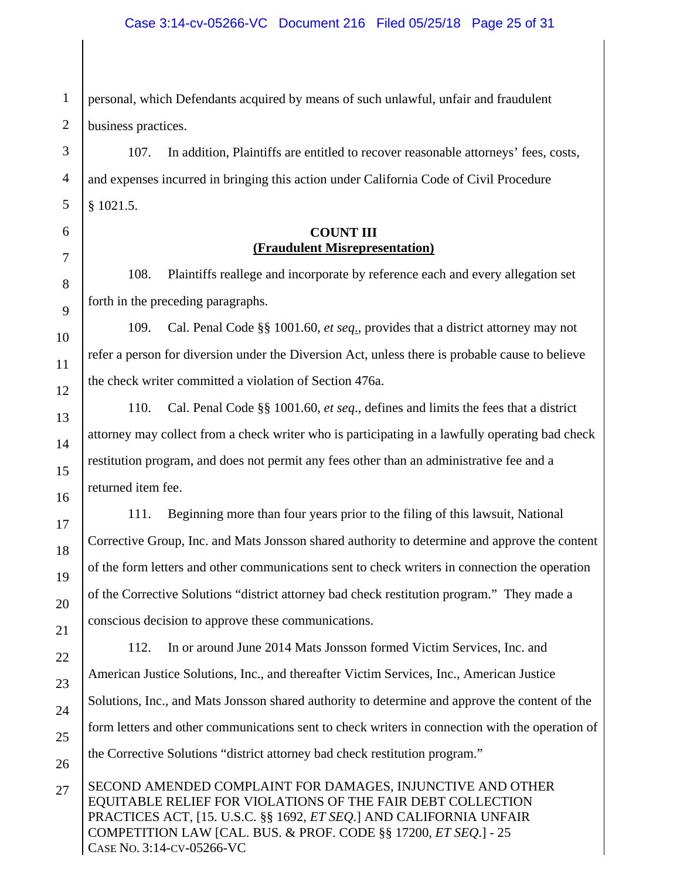personal, which Defendants acquired by means of such unlawful, unfair and fraudulent business practices.

107. In addition, Plaintiffs are entitled to recover reasonable attorneys' fees, costs, and expenses incurred in bringing this action under California Code of Civil Procedure § 1021.5.

**COUNT III**
**(Fraudulent Misrepresentation)**

108. Plaintiffs reallege and incorporate by reference each and every allegation set forth in the preceding paragraphs.

109. Cal. Penal Code §§ 1001.60, *et seq.*, provides that a district attorney may not refer a person for diversion under the Diversion Act, unless there is probable cause to believe the check writer committed a violation of Section 476a.

110. Cal. Penal Code §§ 1001.60, *et seq.*, defines and limits the fees that a district attorney may collect from a check writer who is participating in a lawfully operating bad check restitution program, and does not permit any fees other than an administrative fee and a returned item fee.

111. Beginning more than four years prior to the filing of this lawsuit, National Corrective Group, Inc. and Mats Jonsson shared authority to determine and approve the content of the form letters and other communications sent to check writers in connection the operation of the Corrective Solutions "district attorney bad check restitution program." They made a conscious decision to approve these communications.

112. In or around June 2014 Mats Jonsson formed Victim Services, Inc. and American Justice Solutions, Inc., and thereafter Victim Services, Inc., American Justice Solutions, Inc., and Mats Jonsson shared authority to determine and approve the content of the form letters and other communications sent to check writers in connection with the operation of the Corrective Solutions "district attorney bad check restitution program."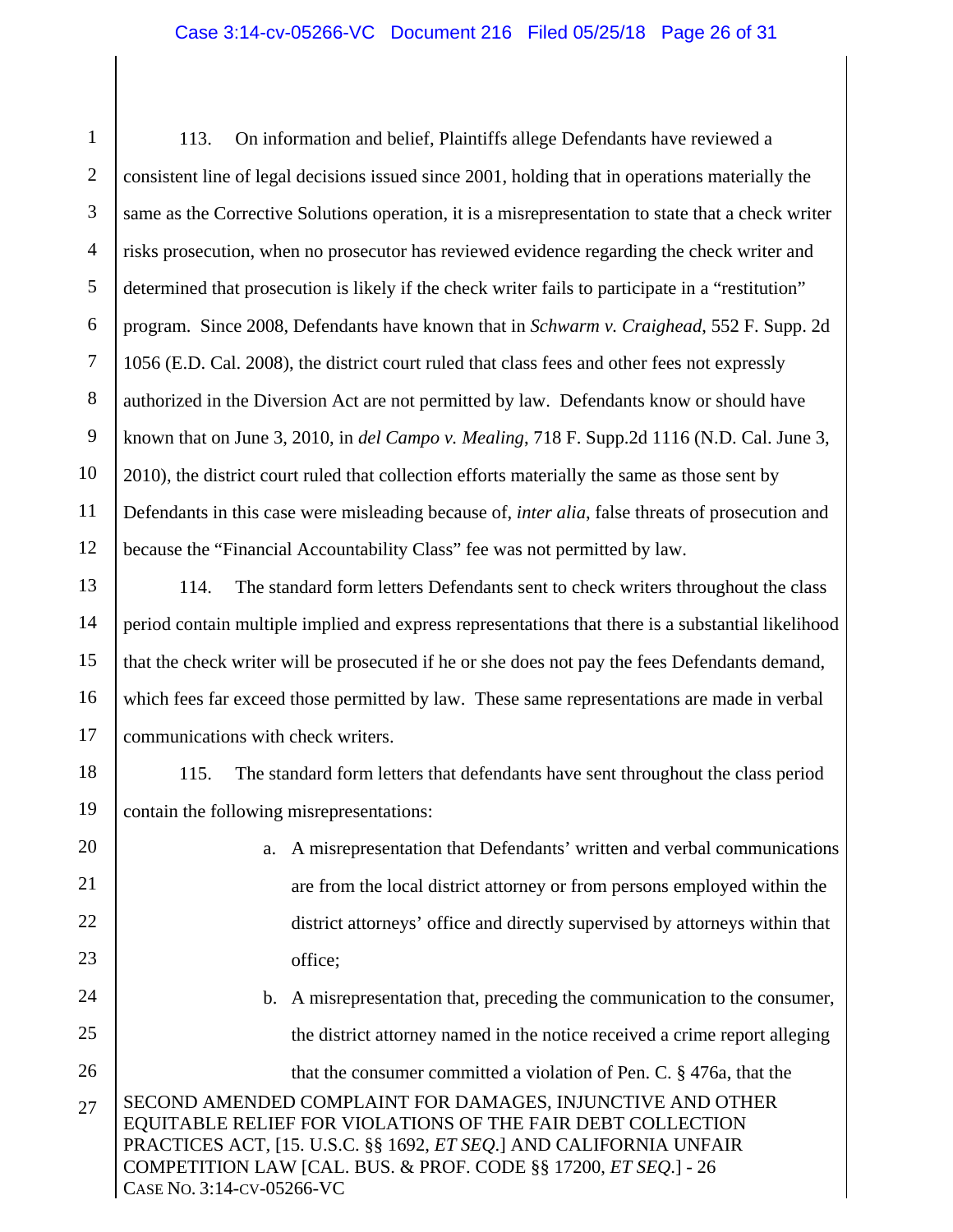113. On information and belief, Plaintiffs allege Defendants have reviewed a consistent line of legal decisions issued since 2001, holding that in operations materially the same as the Corrective Solutions operation, it is a misrepresentation to state that a check writer risks prosecution, when no prosecutor has reviewed evidence regarding the check writer and determined that prosecution is likely if the check writer fails to participate in a "restitution" program. Since 2008, Defendants have known that in *Schwarm v. Craighead*, 552 F. Supp. 2d 1056 (E.D. Cal. 2008), the district court ruled that class fees and other fees not expressly authorized in the Diversion Act are not permitted by law. Defendants know or should have known that on June 3, 2010, in *del Campo v. Mealing*, 718 F. Supp.2d 1116 (N.D. Cal. June 3, 2010), the district court ruled that collection efforts materially the same as those sent by Defendants in this case were misleading because of, *inter alia*, false threats of prosecution and because the "Financial Accountability Class" fee was not permitted by law.

114. The standard form letters Defendants sent to check writers throughout the class period contain multiple implied and express representations that there is a substantial likelihood that the check writer will be prosecuted if he or she does not pay the fees Defendants demand, which fees far exceed those permitted by law. These same representations are made in verbal communications with check writers.

115. The standard form letters that defendants have sent throughout the class period contain the following misrepresentations:

a. A misrepresentation that Defendants' written and verbal communications are from the local district attorney or from persons employed within the district attorneys' office and directly supervised by attorneys within that office;

b. A misrepresentation that, preceding the communication to the consumer, the district attorney named in the notice received a crime report alleging that the consumer committed a violation of Pen. C. § 476a, that the

SECOND AMENDED COMPLAINT FOR DAMAGES, INJUNCTIVE AND OTHER EQUITABLE RELIEF FOR VIOLATIONS OF THE FAIR DEBT COLLECTION PRACTICES ACT, [15. U.S.C. §§ 1692, *ET SEQ*.] AND CALIFORNIA UNFAIR COMPETITION LAW [CAL. BUS. & PROF. CODE §§ 17200, *ET SEQ*.] - 26
CASE NO. 3:14-CV-05266-VC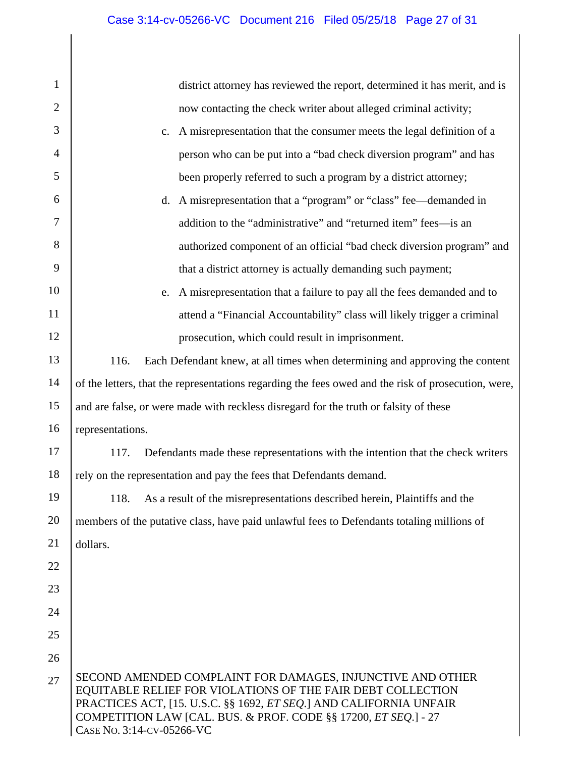district attorney has reviewed the report, determined it has merit, and is now contacting the check writer about alleged criminal activity;

c. A misrepresentation that the consumer meets the legal definition of a person who can be put into a "bad check diversion program" and has been properly referred to such a program by a district attorney;

d. A misrepresentation that a "program" or "class" fee—demanded in addition to the "administrative" and "returned item" fees—is an authorized component of an official "bad check diversion program" and that a district attorney is actually demanding such payment;

e. A misrepresentation that a failure to pay all the fees demanded and to attend a "Financial Accountability" class will likely trigger a criminal prosecution, which could result in imprisonment.

116. Each Defendant knew, at all times when determining and approving the content of the letters, that the representations regarding the fees owed and the risk of prosecution, were, and are false, or were made with reckless disregard for the truth or falsity of these representations.

117. Defendants made these representations with the intention that the check writers rely on the representation and pay the fees that Defendants demand.

118. As a result of the misrepresentations described herein, Plaintiffs and the members of the putative class, have paid unlawful fees to Defendants totaling millions of dollars.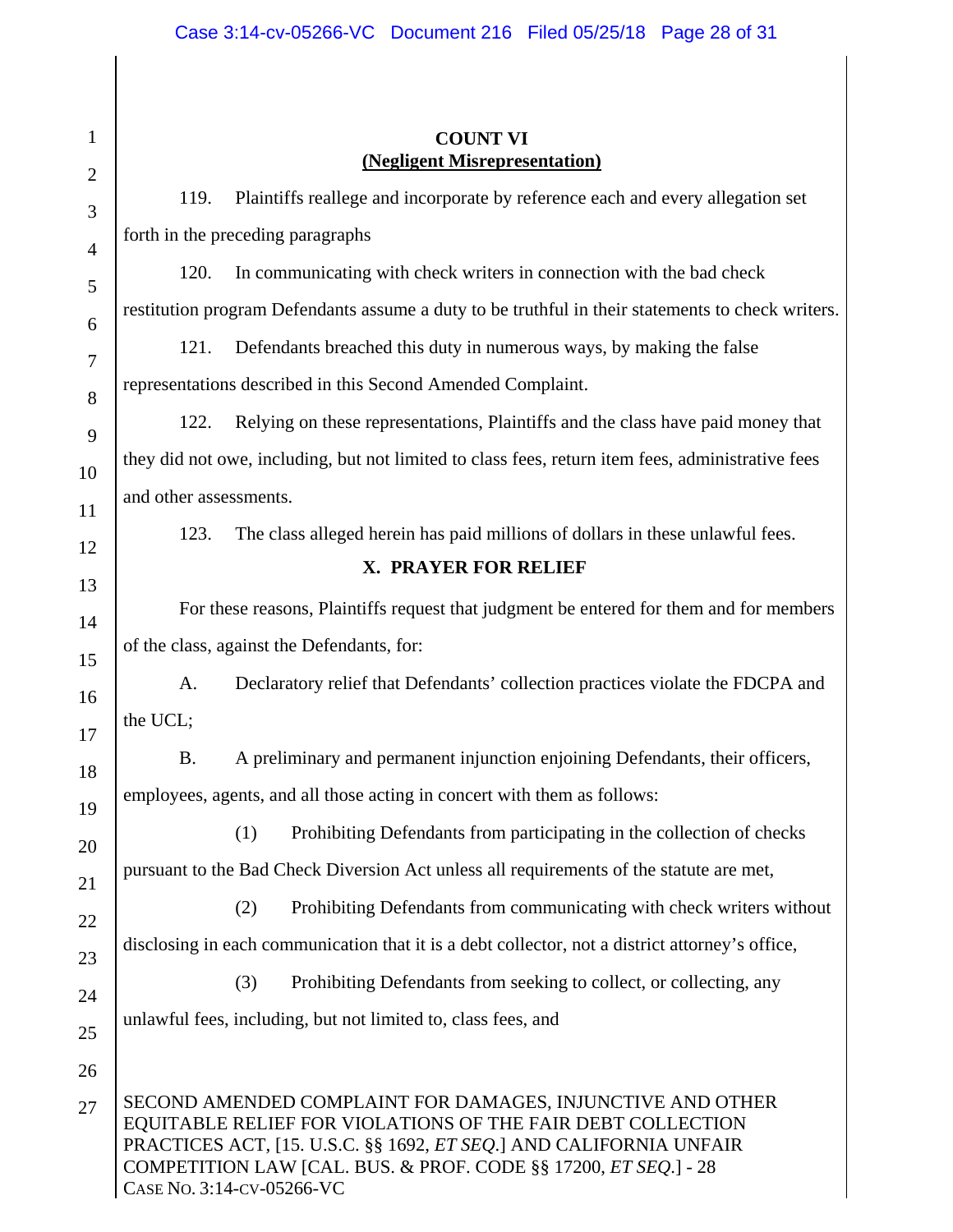**COUNT VI**
**(Negligent Misrepresentation)**

119. Plaintiffs reallege and incorporate by reference each and every allegation set forth in the preceding paragraphs

120. In communicating with check writers in connection with the bad check restitution program Defendants assume a duty to be truthful in their statements to check writers.

121. Defendants breached this duty in numerous ways, by making the false representations described in this Second Amended Complaint.

122. Relying on these representations, Plaintiffs and the class have paid money that they did not owe, including, but not limited to class fees, return item fees, administrative fees and other assessments.

123. The class alleged herein has paid millions of dollars in these unlawful fees.

## X. PRAYER FOR RELIEF

For these reasons, Plaintiffs request that judgment be entered for them and for members of the class, against the Defendants, for:

A. Declaratory relief that Defendants' collection practices violate the FDCPA and the UCL;

B. A preliminary and permanent injunction enjoining Defendants, their officers, employees, agents, and all those acting in concert with them as follows:

(1) Prohibiting Defendants from participating in the collection of checks pursuant to the Bad Check Diversion Act unless all requirements of the statute are met,

(2) Prohibiting Defendants from communicating with check writers without disclosing in each communication that it is a debt collector, not a district attorney's office,

(3) Prohibiting Defendants from seeking to collect, or collecting, any unlawful fees, including, but not limited to, class fees, and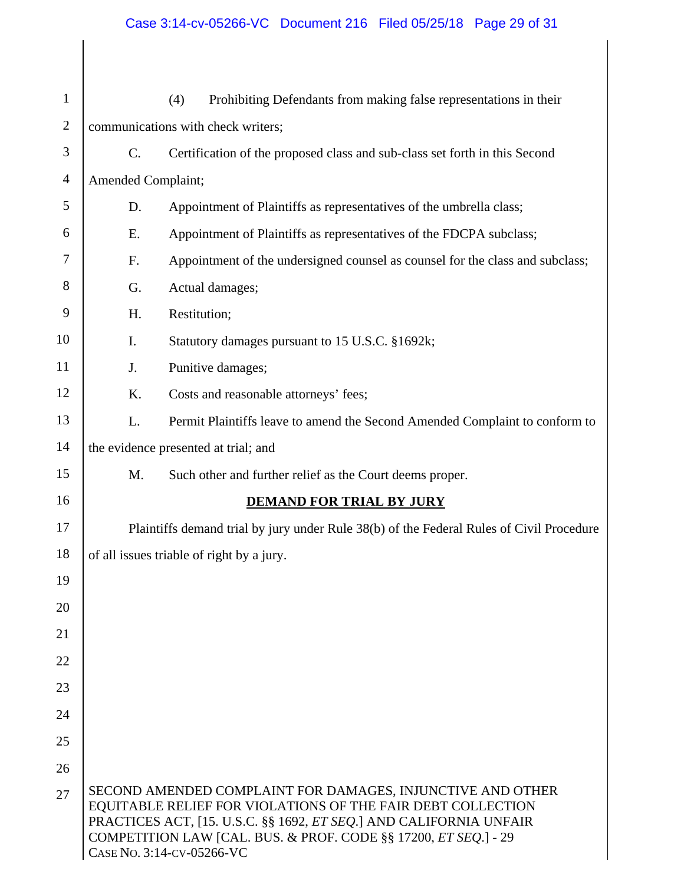(4) Prohibiting Defendants from making false representations in their communications with check writers;

C. Certification of the proposed class and sub-class set forth in this Second Amended Complaint;

D. Appointment of Plaintiffs as representatives of the umbrella class;

E. Appointment of Plaintiffs as representatives of the FDCPA subclass;

F. Appointment of the undersigned counsel as counsel for the class and subclass;

G. Actual damages;

H. Restitution;

I. Statutory damages pursuant to 15 U.S.C. §1692k;

J. Punitive damages;

K. Costs and reasonable attorneys' fees;

L. Permit Plaintiffs leave to amend the Second Amended Complaint to conform to the evidence presented at trial; and

M. Such other and further relief as the Court deems proper.

## DEMAND FOR TRIAL BY JURY

Plaintiffs demand trial by jury under Rule 38(b) of the Federal Rules of Civil Procedure of all issues triable of right by a jury.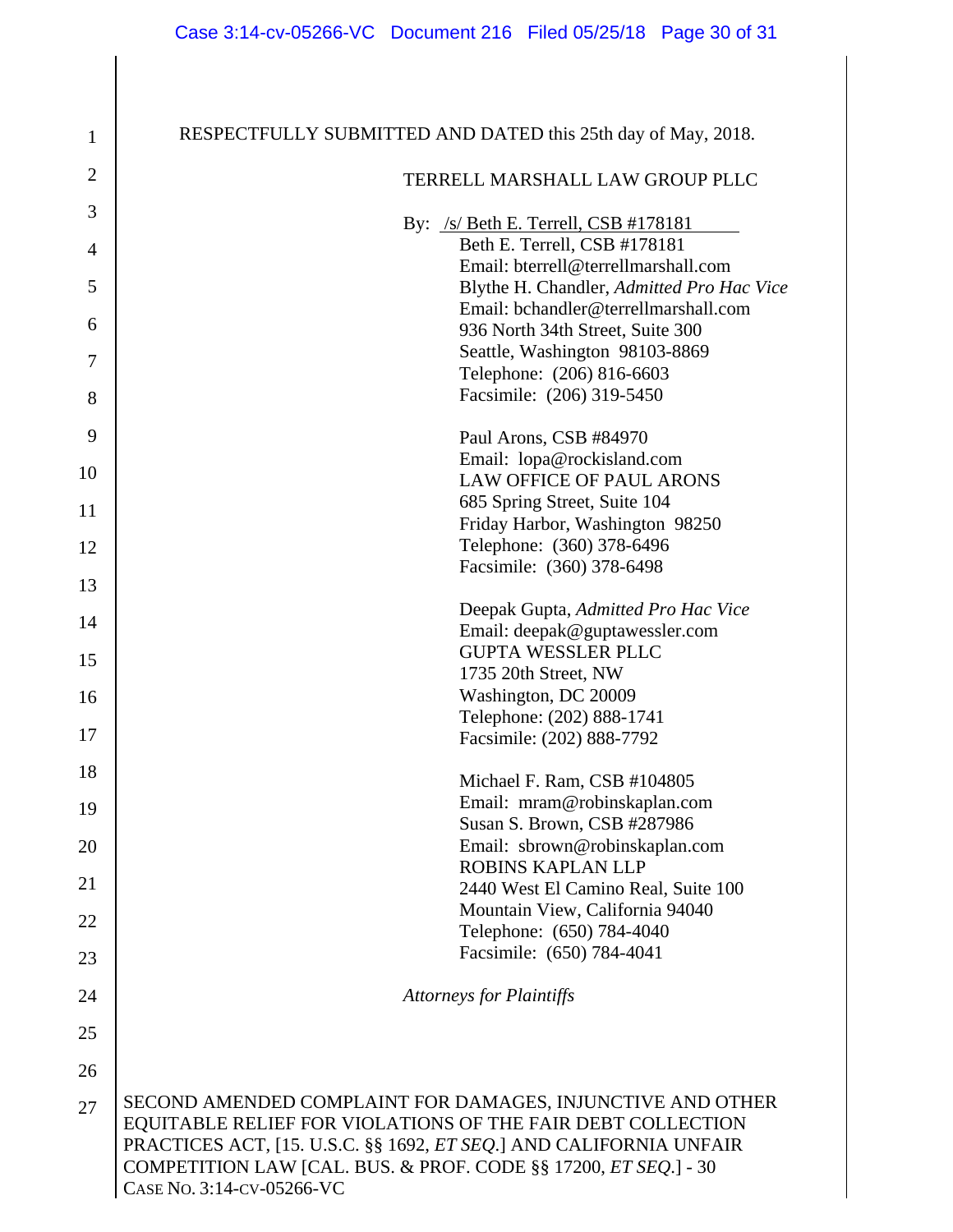RESPECTFULLY SUBMITTED AND DATED this 25th day of May, 2018.

TERRELL MARSHALL LAW GROUP PLLC

By: /s/ Beth E. Terrell, CSB #178181
Beth E. Terrell, CSB #178181
Email: bterrell@terrellmarshall.com
Blythe H. Chandler, *Admitted Pro Hac Vice*
Email: bchandler@terrellmarshall.com
936 North 34th Street, Suite 300
Seattle, Washington 98103-8869
Telephone: (206) 816-6603
Facsimile: (206) 319-5450

Paul Arons, CSB #84970
Email: lopa@rockisland.com
LAW OFFICE OF PAUL ARONS
685 Spring Street, Suite 104
Friday Harbor, Washington 98250
Telephone: (360) 378-6496
Facsimile: (360) 378-6498

Deepak Gupta, *Admitted Pro Hac Vice*
Email: deepak@guptawessler.com
GUPTA WESSLER PLLC
1735 20th Street, NW
Washington, DC 20009
Telephone: (202) 888-1741
Facsimile: (202) 888-7792

Michael F. Ram, CSB #104805
Email: mram@robinskaplan.com
Susan S. Brown, CSB #287986
Email: sbrown@robinskaplan.com
ROBINS KAPLAN LLP
2440 West El Camino Real, Suite 100
Mountain View, California 94040
Telephone: (650) 784-4040
Facsimile: (650) 784-4041

*Attorneys for Plaintiffs*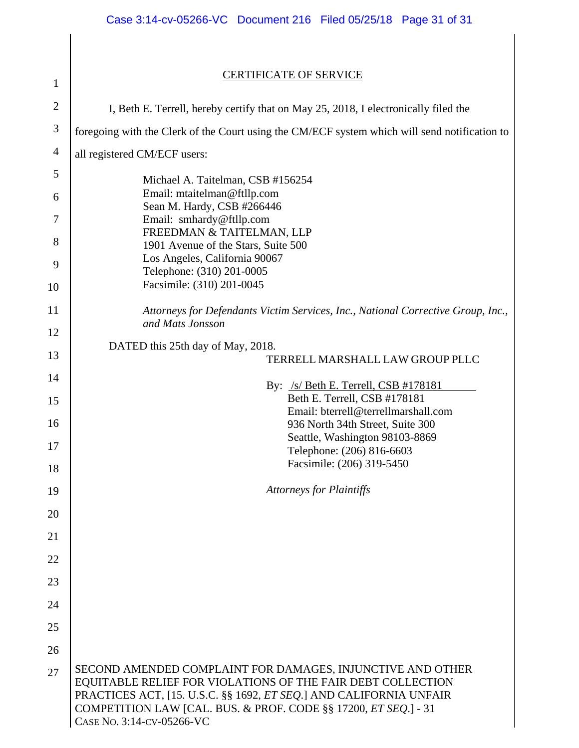## CERTIFICATE OF SERVICE

I, Beth E. Terrell, hereby certify that on May 25, 2018, I electronically filed the foregoing with the Clerk of the Court using the CM/ECF system which will send notification to all registered CM/ECF users:

Michael A. Taitelman, CSB #156254
Email: mtaitelman@ftllp.com
Sean M. Hardy, CSB #266446
Email: smhardy@ftllp.com
FREEDMAN & TAITELMAN, LLP
1901 Avenue of the Stars, Suite 500
Los Angeles, California 90067
Telephone: (310) 201-0005
Facsimile: (310) 201-0045

*Attorneys for Defendants Victim Services, Inc., National Corrective Group, Inc., and Mats Jonsson*

DATED this 25th day of May, 2018.

TERRELL MARSHALL LAW GROUP PLLC

By: /s/ Beth E. Terrell, CSB #178181
Beth E. Terrell, CSB #178181
Email: bterrell@terrellmarshall.com
936 North 34th Street, Suite 300
Seattle, Washington 98103-8869
Telephone: (206) 816-6603
Facsimile: (206) 319-5450

*Attorneys for Plaintiffs*